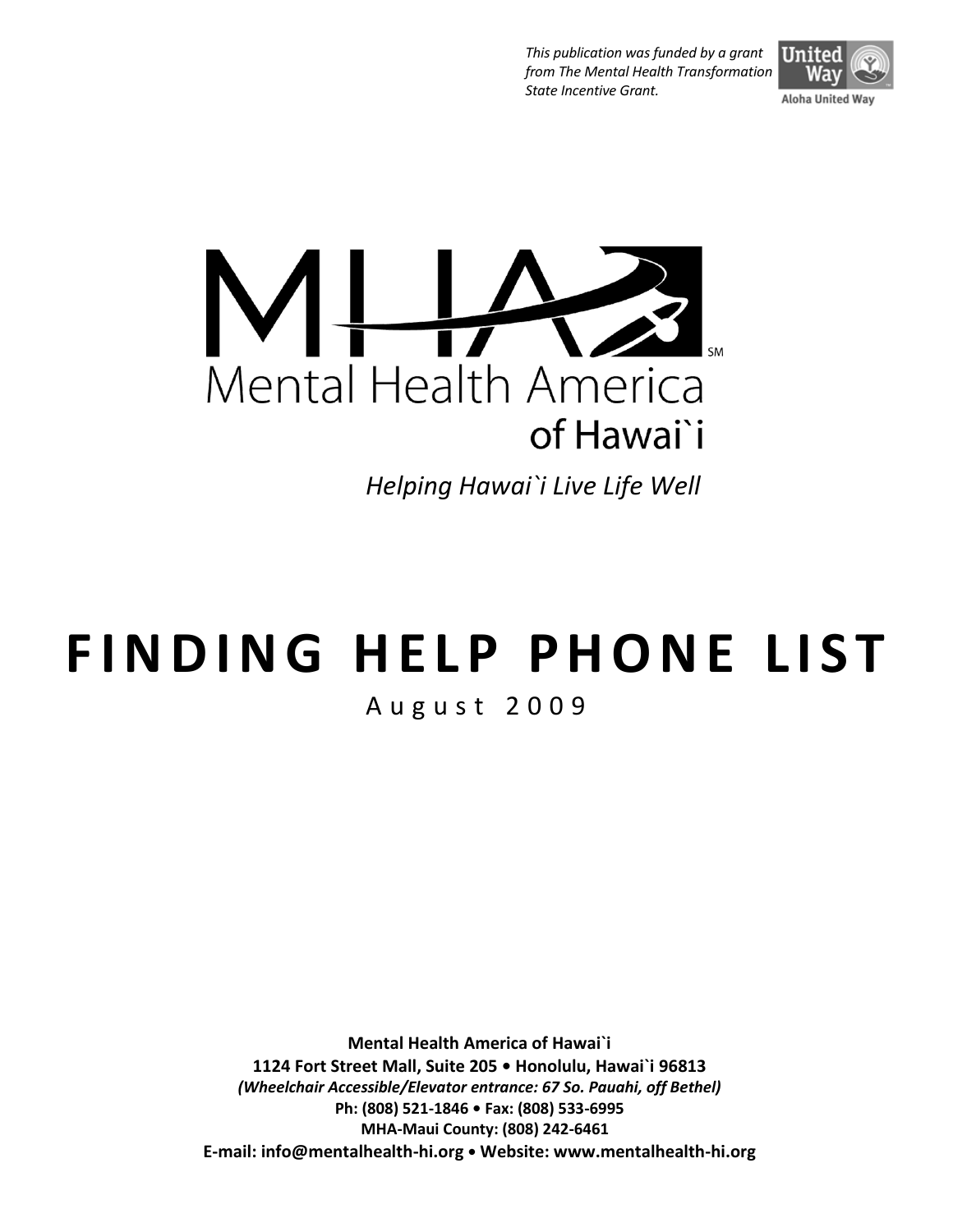*This publication was funded by a grant from The Mental Health Transformation State Incentive Grant.*

Aloha United Way

MHA

Mental Health America of Hawai`i

*Helping Hawai`i Live Life Well*

# FINDING HELP PHONE LIST

August 2009

**Mental Health America of Hawai`i**
**1124 Fort Street Mall, Suite 205 • Honolulu, Hawai`i 96813**
***(Wheelchair Accessible/Elevator entrance: 67 So. Pauahi, off Bethel)***
**Ph: (808) 521-1846 • Fax: (808) 533-6995**
**MHA-Maui County: (808) 242-6461**
**E-mail: info@mentalhealth-hi.org • Website: www.mentalhealth-hi.org**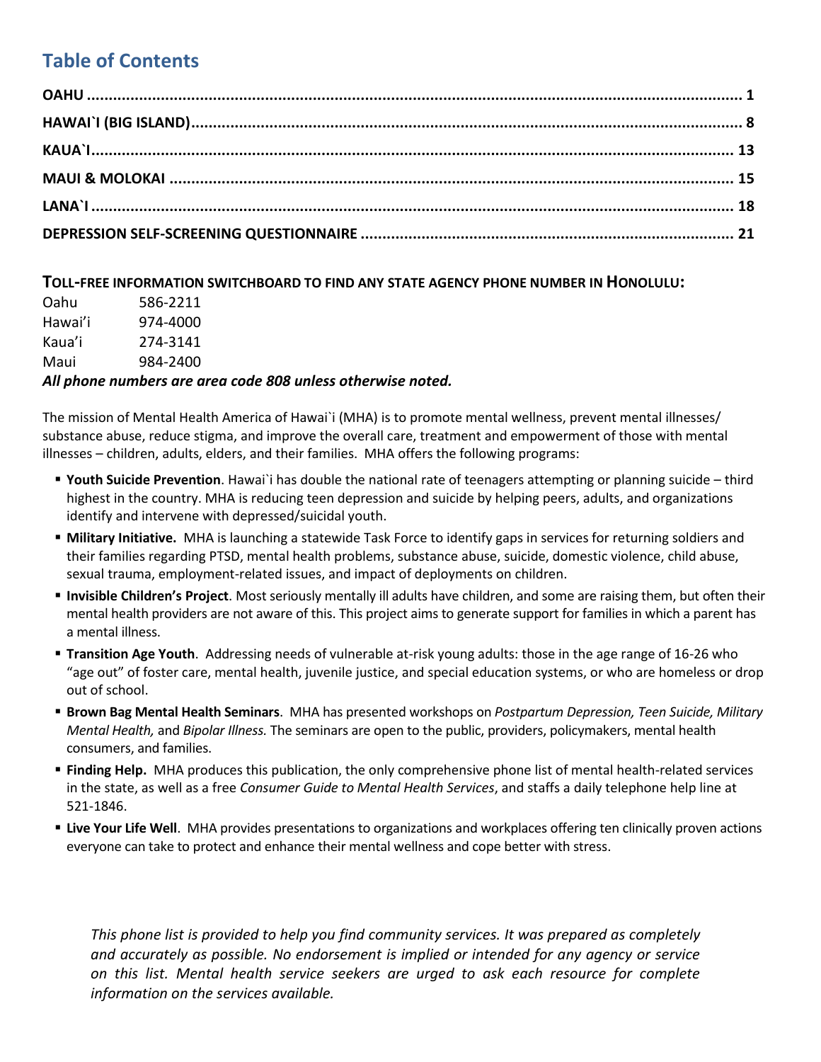## Table of Contents

**OAHU** .......... **1**
**HAWAI`I (BIG ISLAND)** .......... **8**
**KAUA`I** .......... **13**
**MAUI & MOLOKAI** .......... **15**
**LANA`I** .......... **18**
**DEPRESSION SELF-SCREENING QUESTIONNAIRE** .......... **21**

**TOLL-FREE INFORMATION SWITCHBOARD TO FIND ANY STATE AGENCY PHONE NUMBER IN HONOLULU:**

| | |
|---|---|
| Oahu | 586-2211 |
| Hawai'i | 974-4000 |
| Kaua'i | 274-3141 |
| Maui | 984-2400 |

***All phone numbers are area code 808 unless otherwise noted.***

The mission of Mental Health America of Hawai`i (MHA) is to promote mental wellness, prevent mental illnesses/ substance abuse, reduce stigma, and improve the overall care, treatment and empowerment of those with mental illnesses – children, adults, elders, and their families. MHA offers the following programs:

- **Youth Suicide Prevention**. Hawai`i has double the national rate of teenagers attempting or planning suicide – third highest in the country. MHA is reducing teen depression and suicide by helping peers, adults, and organizations identify and intervene with depressed/suicidal youth.
- **Military Initiative.** MHA is launching a statewide Task Force to identify gaps in services for returning soldiers and their families regarding PTSD, mental health problems, substance abuse, suicide, domestic violence, child abuse, sexual trauma, employment-related issues, and impact of deployments on children.
- **Invisible Children's Project**. Most seriously mentally ill adults have children, and some are raising them, but often their mental health providers are not aware of this. This project aims to generate support for families in which a parent has a mental illness.
- **Transition Age Youth**. Addressing needs of vulnerable at-risk young adults: those in the age range of 16-26 who "age out" of foster care, mental health, juvenile justice, and special education systems, or who are homeless or drop out of school.
- **Brown Bag Mental Health Seminars**. MHA has presented workshops on *Postpartum Depression, Teen Suicide, Military Mental Health,* and *Bipolar Illness.* The seminars are open to the public, providers, policymakers, mental health consumers, and families.
- **Finding Help.** MHA produces this publication, the only comprehensive phone list of mental health-related services in the state, as well as a free *Consumer Guide to Mental Health Services*, and staffs a daily telephone help line at 521-1846.
- **Live Your Life Well**. MHA provides presentations to organizations and workplaces offering ten clinically proven actions everyone can take to protect and enhance their mental wellness and cope better with stress.

*This phone list is provided to help you find community services. It was prepared as completely and accurately as possible. No endorsement is implied or intended for any agency or service on this list. Mental health service seekers are urged to ask each resource for complete information on the services available.*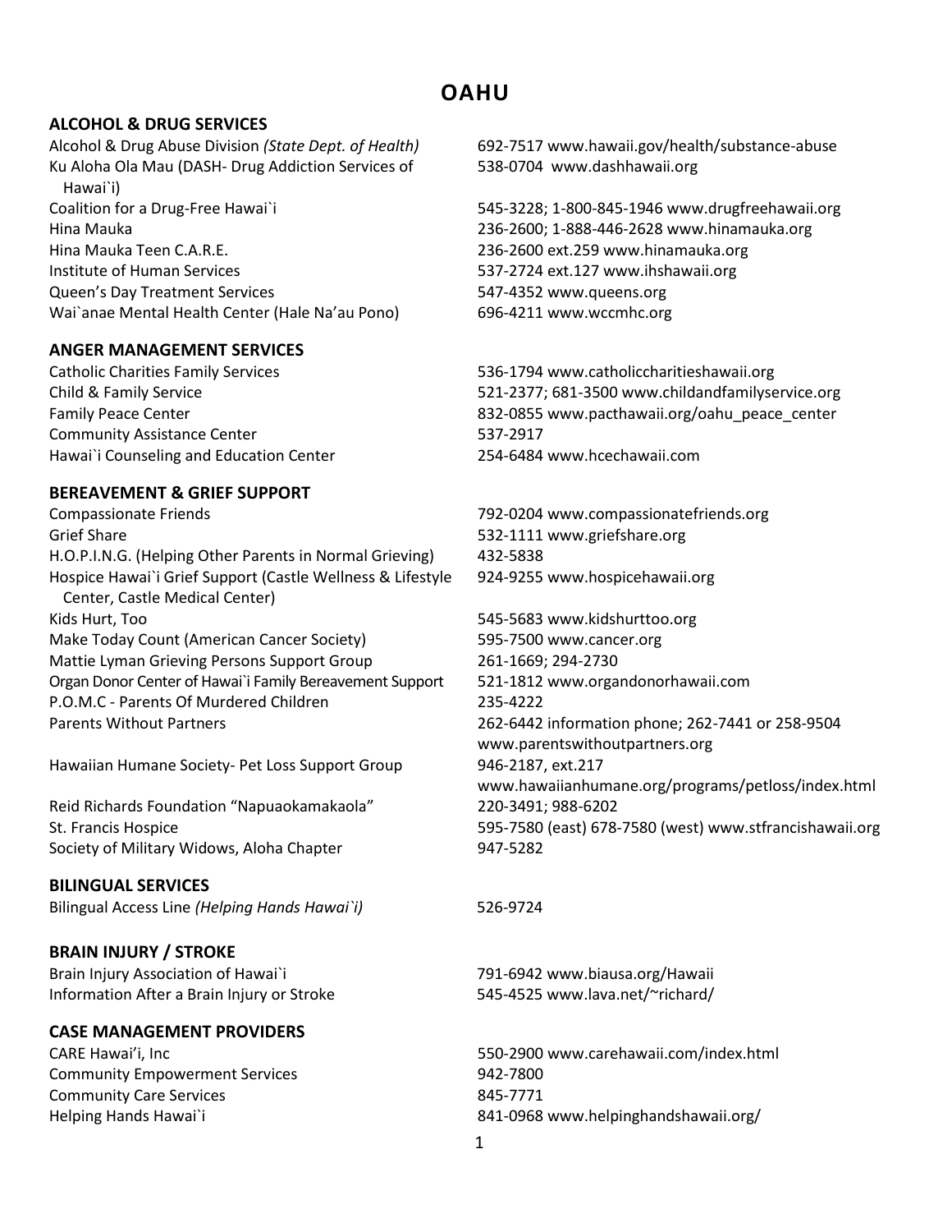# OAHU

## ALCOHOL & DRUG SERVICES

| | |
|---|---|
| Alcohol & Drug Abuse Division *(State Dept. of Health)* | 692-7517 www.hawaii.gov/health/substance-abuse |
| Ku Aloha Ola Mau (DASH- Drug Addiction Services of Hawai`i) | 538-0704 www.dashhawaii.org |
| Coalition for a Drug-Free Hawai`i | 545-3228; 1-800-845-1946 www.drugfreehawaii.org |
| Hina Mauka | 236-2600; 1-888-446-2628 www.hinamauka.org |
| Hina Mauka Teen C.A.R.E. | 236-2600 ext.259 www.hinamauka.org |
| Institute of Human Services | 537-2724 ext.127 www.ihshawaii.org |
| Queen's Day Treatment Services | 547-4352 www.queens.org |
| Wai`anae Mental Health Center (Hale Na'au Pono) | 696-4211 www.wccmhc.org |

## ANGER MANAGEMENT SERVICES

| | |
|---|---|
| Catholic Charities Family Services | 536-1794 www.catholiccharitieshawaii.org |
| Child & Family Service | 521-2377; 681-3500 www.childandfamilyservice.org |
| Family Peace Center | 832-0855 www.pacthawaii.org/oahu_peace_center |
| Community Assistance Center | 537-2917 |
| Hawai`i Counseling and Education Center | 254-6484 www.hcechawaii.com |

## BEREAVEMENT & GRIEF SUPPORT

| | |
|---|---|
| Compassionate Friends | 792-0204 www.compassionatefriends.org |
| Grief Share | 532-1111 www.griefshare.org |
| H.O.P.I.N.G. (Helping Other Parents in Normal Grieving) | 432-5838 |
| Hospice Hawai`i Grief Support (Castle Wellness & Lifestyle Center, Castle Medical Center) | 924-9255 www.hospicehawaii.org |
| Kids Hurt, Too | 545-5683 www.kidshurttoo.org |
| Make Today Count (American Cancer Society) | 595-7500 www.cancer.org |
| Mattie Lyman Grieving Persons Support Group | 261-1669; 294-2730 |
| Organ Donor Center of Hawai`i Family Bereavement Support | 521-1812 www.organdonorhawaii.com |
| P.O.M.C - Parents Of Murdered Children | 235-4222 |
| Parents Without Partners | 262-6442 information phone; 262-7441 or 258-9504 www.parentswithoutpartners.org |
| Hawaiian Humane Society- Pet Loss Support Group | 946-2187, ext.217 www.hawaiianhumane.org/programs/petloss/index.html |
| Reid Richards Foundation "Napuaokamakaola" | 220-3491; 988-6202 |
| St. Francis Hospice | 595-7580 (east) 678-7580 (west) www.stfrancishawaii.org |
| Society of Military Widows, Aloha Chapter | 947-5282 |

## BILINGUAL SERVICES

| | |
|---|---|
| Bilingual Access Line *(Helping Hands Hawai`i)* | 526-9724 |

## BRAIN INJURY / STROKE

| | |
|---|---|
| Brain Injury Association of Hawai`i | 791-6942 www.biausa.org/Hawaii |
| Information After a Brain Injury or Stroke | 545-4525 www.lava.net/~richard/ |

## CASE MANAGEMENT PROVIDERS

| | |
|---|---|
| CARE Hawai'i, Inc | 550-2900 www.carehawaii.com/index.html |
| Community Empowerment Services | 942-7800 |
| Community Care Services | 845-7771 |
| Helping Hands Hawai`i | 841-0968 www.helpinghandshawaii.org/ |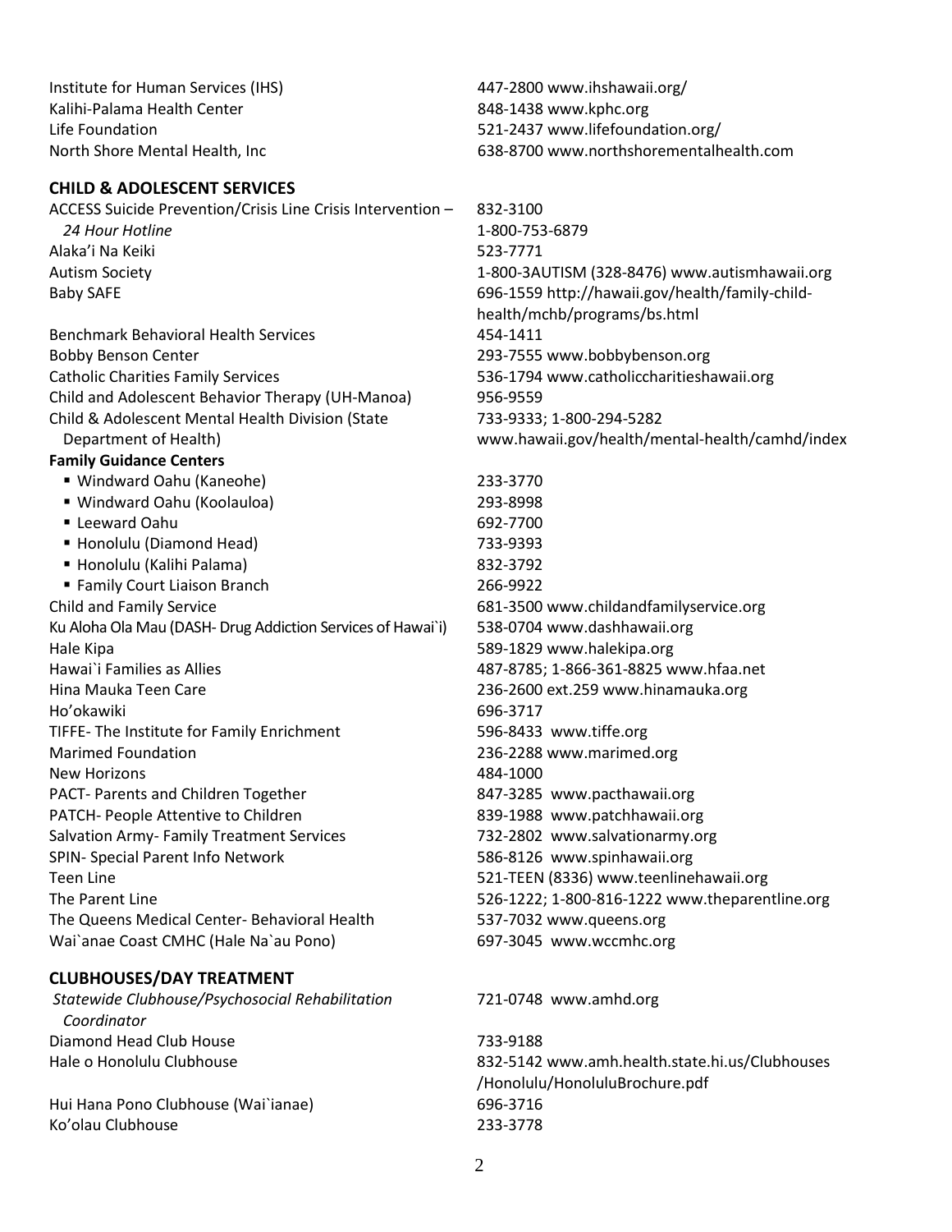| | |
|---|---|
| Institute for Human Services (IHS) | 447-2800 www.ihshawaii.org/ |
| Kalihi-Palama Health Center | 848-1438 www.kphc.org |
| Life Foundation | 521-2437 www.lifefoundation.org/ |
| North Shore Mental Health, Inc | 638-8700 www.northshorementalhealth.com |

## CHILD & ADOLESCENT SERVICES

| | |
|---|---|
| ACCESS Suicide Prevention/Crisis Line Crisis Intervention – *24 Hour Hotline* | 832-3100<br>1-800-753-6879 |
| Alaka'i Na Keiki | 523-7771 |
| Autism Society | 1-800-3AUTISM (328-8476) www.autismhawaii.org |
| Baby SAFE | 696-1559 http://hawaii.gov/health/family-child-health/mchb/programs/bs.html |
| Benchmark Behavioral Health Services | 454-1411 |
| Bobby Benson Center | 293-7555 www.bobbybenson.org |
| Catholic Charities Family Services | 536-1794 www.catholiccharitieshawaii.org |
| Child and Adolescent Behavior Therapy (UH-Manoa) | 956-9559 |
| Child & Adolescent Mental Health Division (State Department of Health) | 733-9333; 1-800-294-5282<br>www.hawaii.gov/health/mental-health/camhd/index |
| **Family Guidance Centers** | |
| ▪ Windward Oahu (Kaneohe) | 233-3770 |
| ▪ Windward Oahu (Koolauloa) | 293-8998 |
| ▪ Leeward Oahu | 692-7700 |
| ▪ Honolulu (Diamond Head) | 733-9393 |
| ▪ Honolulu (Kalihi Palama) | 832-3792 |
| ▪ Family Court Liaison Branch | 266-9922 |
| Child and Family Service | 681-3500 www.childandfamilyservice.org |
| Ku Aloha Ola Mau (DASH- Drug Addiction Services of Hawai`i) | 538-0704 www.dashhawaii.org |
| Hale Kipa | 589-1829 www.halekipa.org |
| Hawai`i Families as Allies | 487-8785; 1-866-361-8825 www.hfaa.net |
| Hina Mauka Teen Care | 236-2600 ext.259 www.hinamauka.org |
| Ho'okawiki | 696-3717 |
| TIFFE- The Institute for Family Enrichment | 596-8433 www.tiffe.org |
| Marimed Foundation | 236-2288 www.marimed.org |
| New Horizons | 484-1000 |
| PACT- Parents and Children Together | 847-3285 www.pacthawaii.org |
| PATCH- People Attentive to Children | 839-1988 www.patchhawaii.org |
| Salvation Army- Family Treatment Services | 732-2802 www.salvationarmy.org |
| SPIN- Special Parent Info Network | 586-8126 www.spinhawaii.org |
| Teen Line | 521-TEEN (8336) www.teenlinehawaii.org |
| The Parent Line | 526-1222; 1-800-816-1222 www.theparentline.org |
| The Queens Medical Center- Behavioral Health | 537-7032 www.queens.org |
| Wai`anae Coast CMHC (Hale Na`au Pono) | 697-3045 www.wccmhc.org |

## CLUBHOUSES/DAY TREATMENT

| | |
|---|---|
| *Statewide Clubhouse/Psychosocial Rehabilitation Coordinator* | 721-0748 www.amhd.org |
| Diamond Head Club House | 733-9188 |
| Hale o Honolulu Clubhouse | 832-5142 www.amh.health.state.hi.us/Clubhouses/Honolulu/HonoluluBrochure.pdf |
| Hui Hana Pono Clubhouse (Wai`ianae) | 696-3716 |
| Ko'olau Clubhouse | 233-3778 |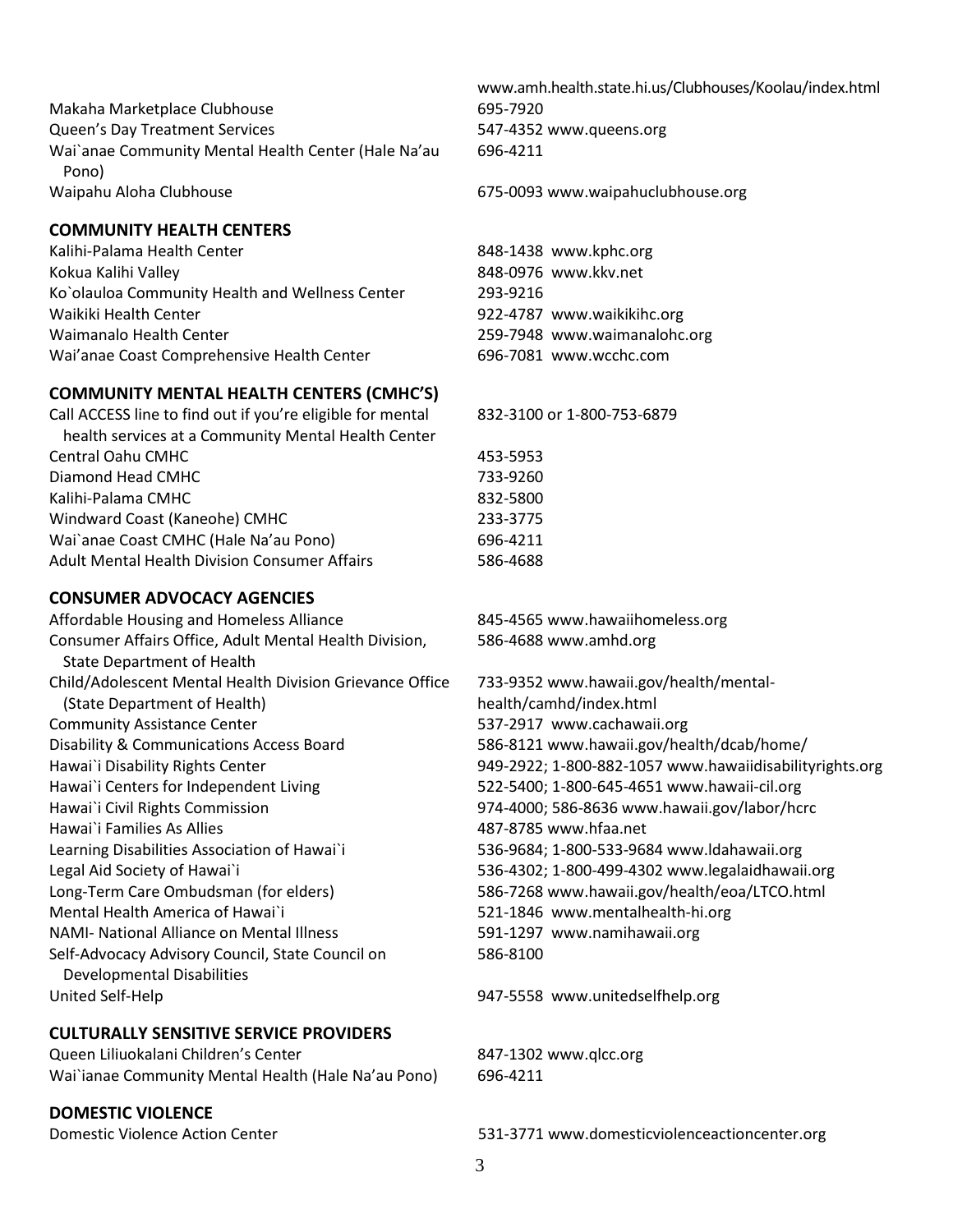| | |
|---|---|
| | www.amh.health.state.hi.us/Clubhouses/Koolau/index.html |
| Makaha Marketplace Clubhouse | 695-7920 |
| Queen's Day Treatment Services | 547-4352 www.queens.org |
| Wai`anae Community Mental Health Center (Hale Na'au Pono) | 696-4211 |
| Waipahu Aloha Clubhouse | 675-0093 www.waipahuclubhouse.org |

## COMMUNITY HEALTH CENTERS

| | |
|---|---|
| Kalihi-Palama Health Center | 848-1438 www.kphc.org |
| Kokua Kalihi Valley | 848-0976 www.kkv.net |
| Ko`olauloa Community Health and Wellness Center | 293-9216 |
| Waikiki Health Center | 922-4787 www.waikikihc.org |
| Waimanalo Health Center | 259-7948 www.waimanalohc.org |
| Wai'anae Coast Comprehensive Health Center | 696-7081 www.wcchc.com |

## COMMUNITY MENTAL HEALTH CENTERS (CMHC'S)

| | |
|---|---|
| Call ACCESS line to find out if you're eligible for mental health services at a Community Mental Health Center | 832-3100 or 1-800-753-6879 |
| Central Oahu CMHC | 453-5953 |
| Diamond Head CMHC | 733-9260 |
| Kalihi-Palama CMHC | 832-5800 |
| Windward Coast (Kaneohe) CMHC | 233-3775 |
| Wai`anae Coast CMHC (Hale Na'au Pono) | 696-4211 |
| Adult Mental Health Division Consumer Affairs | 586-4688 |

## CONSUMER ADVOCACY AGENCIES

| | |
|---|---|
| Affordable Housing and Homeless Alliance | 845-4565 www.hawaiihomeless.org |
| Consumer Affairs Office, Adult Mental Health Division, State Department of Health | 586-4688 www.amhd.org |
| Child/Adolescent Mental Health Division Grievance Office (State Department of Health) | 733-9352 www.hawaii.gov/health/mental-health/camhd/index.html |
| Community Assistance Center | 537-2917 www.cachawaii.org |
| Disability & Communications Access Board | 586-8121 www.hawaii.gov/health/dcab/home/ |
| Hawai`i Disability Rights Center | 949-2922; 1-800-882-1057 www.hawaiidisabilityrights.org |
| Hawai`i Centers for Independent Living | 522-5400; 1-800-645-4651 www.hawaii-cil.org |
| Hawai`i Civil Rights Commission | 974-4000; 586-8636 www.hawaii.gov/labor/hcrc |
| Hawai`i Families As Allies | 487-8785 www.hfaa.net |
| Learning Disabilities Association of Hawai`i | 536-9684; 1-800-533-9684 www.ldahawaii.org |
| Legal Aid Society of Hawai`i | 536-4302; 1-800-499-4302 www.legalaidhawaii.org |
| Long-Term Care Ombudsman (for elders) | 586-7268 www.hawaii.gov/health/eoa/LTCO.html |
| Mental Health America of Hawai`i | 521-1846 www.mentalhealth-hi.org |
| NAMI- National Alliance on Mental Illness | 591-1297 www.namihawaii.org |
| Self-Advocacy Advisory Council, State Council on Developmental Disabilities | 586-8100 |
| United Self-Help | 947-5558 www.unitedselfhelp.org |

## CULTURALLY SENSITIVE SERVICE PROVIDERS

| | |
|---|---|
| Queen Liliuokalani Children's Center | 847-1302 www.qlcc.org |
| Wai`ianae Community Mental Health (Hale Na'au Pono) | 696-4211 |

## DOMESTIC VIOLENCE

| | |
|---|---|
| Domestic Violence Action Center | 531-3771 www.domesticviolenceactioncenter.org |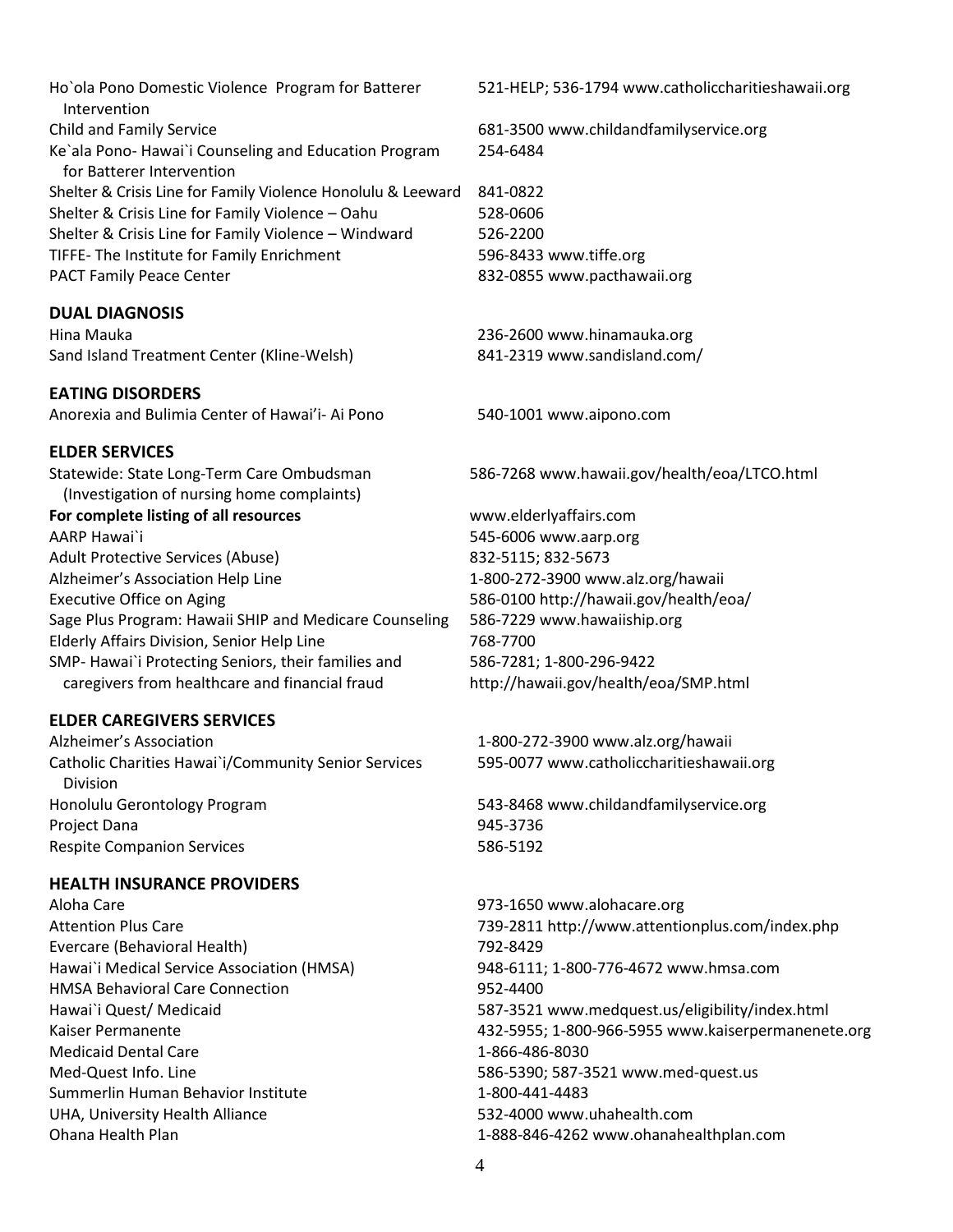| | |
|---|---|
| Ho`ola Pono Domestic Violence Program for Batterer Intervention | 521-HELP; 536-1794 www.catholiccharitieshawaii.org |
| Child and Family Service | 681-3500 www.childandfamilyservice.org |
| Ke`ala Pono- Hawai`i Counseling and Education Program for Batterer Intervention | 254-6484 |
| Shelter & Crisis Line for Family Violence Honolulu & Leeward | 841-0822 |
| Shelter & Crisis Line for Family Violence – Oahu | 528-0606 |
| Shelter & Crisis Line for Family Violence – Windward | 526-2200 |
| TIFFE- The Institute for Family Enrichment | 596-8433 www.tiffe.org |
| PACT Family Peace Center | 832-0855 www.pacthawaii.org |

## DUAL DIAGNOSIS

| | |
|---|---|
| Hina Mauka | 236-2600 www.hinamauka.org |
| Sand Island Treatment Center (Kline-Welsh) | 841-2319 www.sandisland.com/ |

## EATING DISORDERS

| | |
|---|---|
| Anorexia and Bulimia Center of Hawai'i- Ai Pono | 540-1001 www.aipono.com |

## ELDER SERVICES

| | |
|---|---|
| Statewide: State Long-Term Care Ombudsman (Investigation of nursing home complaints) | 586-7268 www.hawaii.gov/health/eoa/LTCO.html |
| **For complete listing of all resources** | www.elderlyaffairs.com |
| AARP Hawai`i | 545-6006 www.aarp.org |
| Adult Protective Services (Abuse) | 832-5115; 832-5673 |
| Alzheimer's Association Help Line | 1-800-272-3900 www.alz.org/hawaii |
| Executive Office on Aging | 586-0100 http://hawaii.gov/health/eoa/ |
| Sage Plus Program: Hawaii SHIP and Medicare Counseling | 586-7229 www.hawaiiship.org |
| Elderly Affairs Division, Senior Help Line | 768-7700 |
| SMP- Hawai`i Protecting Seniors, their families and caregivers from healthcare and financial fraud | 586-7281; 1-800-296-9422 http://hawaii.gov/health/eoa/SMP.html |

## ELDER CAREGIVERS SERVICES

| | |
|---|---|
| Alzheimer's Association | 1-800-272-3900 www.alz.org/hawaii |
| Catholic Charities Hawai`i/Community Senior Services Division | 595-0077 www.catholiccharitieshawaii.org |
| Honolulu Gerontology Program | 543-8468 www.childandfamilyservice.org |
| Project Dana | 945-3736 |
| Respite Companion Services | 586-5192 |

## HEALTH INSURANCE PROVIDERS

| | |
|---|---|
| Aloha Care | 973-1650 www.alohacare.org |
| Attention Plus Care | 739-2811 http://www.attentionplus.com/index.php |
| Evercare (Behavioral Health) | 792-8429 |
| Hawai`i Medical Service Association (HMSA) | 948-6111; 1-800-776-4672 www.hmsa.com |
| HMSA Behavioral Care Connection | 952-4400 |
| Hawai`i Quest/ Medicaid | 587-3521 www.medquest.us/eligibility/index.html |
| Kaiser Permanente | 432-5955; 1-800-966-5955 www.kaiserpermanenete.org |
| Medicaid Dental Care | 1-866-486-8030 |
| Med-Quest Info. Line | 586-5390; 587-3521 www.med-quest.us |
| Summerlin Human Behavior Institute | 1-800-441-4483 |
| UHA, University Health Alliance | 532-4000 www.uhahealth.com |
| Ohana Health Plan | 1-888-846-4262 www.ohanahealthplan.com |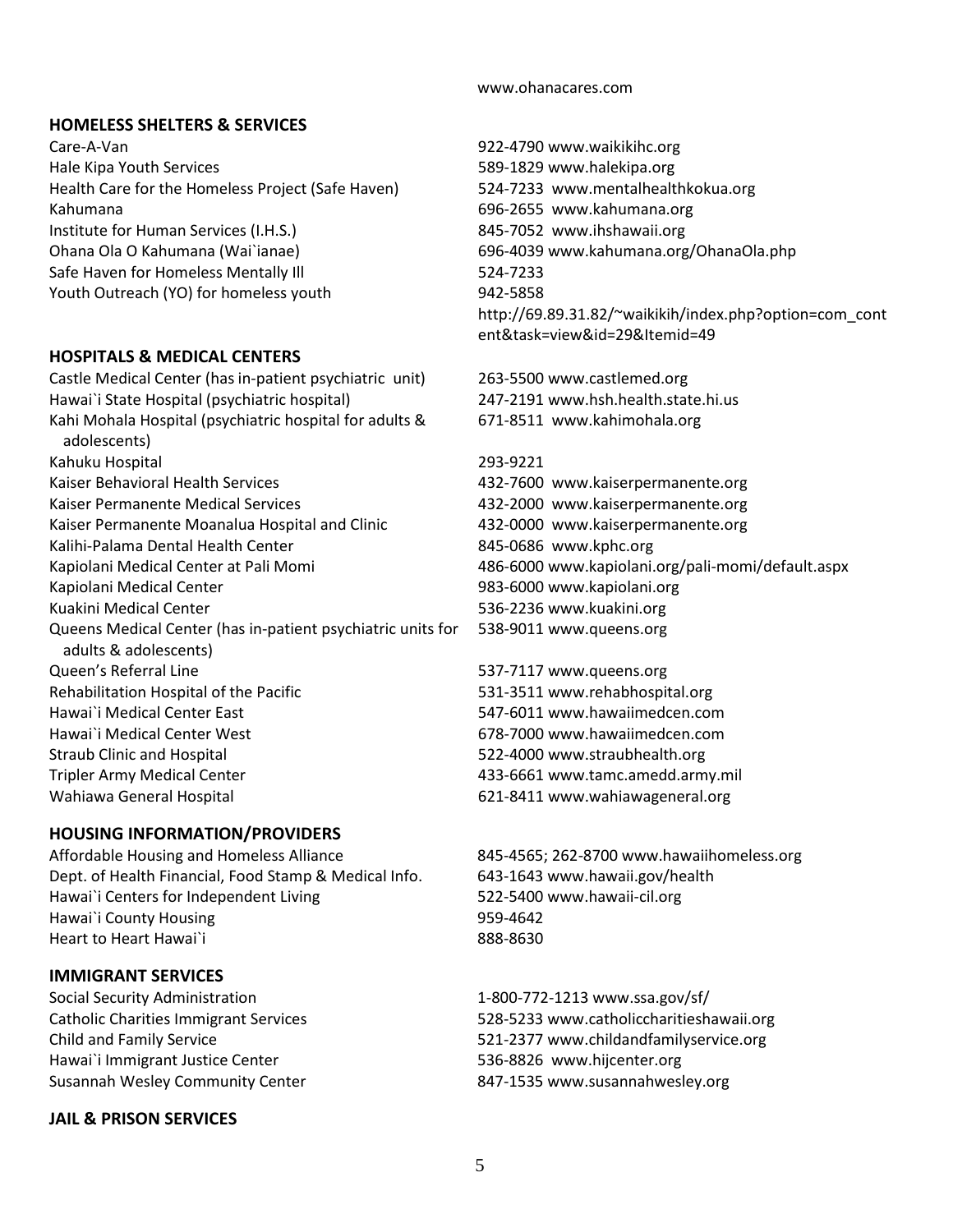www.ohanacares.com

## HOMELESS SHELTERS & SERVICES

| | |
|---|---|
| Care-A-Van | 922-4790 www.waikikihc.org |
| Hale Kipa Youth Services | 589-1829 www.halekipa.org |
| Health Care for the Homeless Project (Safe Haven) | 524-7233 www.mentalhealthkokua.org |
| Kahumana | 696-2655 www.kahumana.org |
| Institute for Human Services (I.H.S.) | 845-7052 www.ihshawaii.org |
| Ohana Ola O Kahumana (Wai`ianae) | 696-4039 www.kahumana.org/OhanaOla.php |
| Safe Haven for Homeless Mentally Ill | 524-7233 |
| Youth Outreach (YO) for homeless youth | 942-5858 http://69.89.31.82/~waikikih/index.php?option=com_content&task=view&id=29&Itemid=49 |

## HOSPITALS & MEDICAL CENTERS

| | |
|---|---|
| Castle Medical Center (has in-patient psychiatric unit) | 263-5500 www.castlemed.org |
| Hawai`i State Hospital (psychiatric hospital) | 247-2191 www.hsh.health.state.hi.us |
| Kahi Mohala Hospital (psychiatric hospital for adults & adolescents) | 671-8511 www.kahimohala.org |
| Kahuku Hospital | 293-9221 |
| Kaiser Behavioral Health Services | 432-7600 www.kaiserpermanente.org |
| Kaiser Permanente Medical Services | 432-2000 www.kaiserpermanente.org |
| Kaiser Permanente Moanalua Hospital and Clinic | 432-0000 www.kaiserpermanente.org |
| Kalihi-Palama Dental Health Center | 845-0686 www.kphc.org |
| Kapiolani Medical Center at Pali Momi | 486-6000 www.kapiolani.org/pali-momi/default.aspx |
| Kapiolani Medical Center | 983-6000 www.kapiolani.org |
| Kuakini Medical Center | 536-2236 www.kuakini.org |
| Queens Medical Center (has in-patient psychiatric units for adults & adolescents) | 538-9011 www.queens.org |
| Queen's Referral Line | 537-7117 www.queens.org |
| Rehabilitation Hospital of the Pacific | 531-3511 www.rehabhospital.org |
| Hawai`i Medical Center East | 547-6011 www.hawaiimedcen.com |
| Hawai`i Medical Center West | 678-7000 www.hawaiimedcen.com |
| Straub Clinic and Hospital | 522-4000 www.straubhealth.org |
| Tripler Army Medical Center | 433-6661 www.tamc.amedd.army.mil |
| Wahiawa General Hospital | 621-8411 www.wahiawageneral.org |

## HOUSING INFORMATION/PROVIDERS

| | |
|---|---|
| Affordable Housing and Homeless Alliance | 845-4565; 262-8700 www.hawaiihomeless.org |
| Dept. of Health Financial, Food Stamp & Medical Info. | 643-1643 www.hawaii.gov/health |
| Hawai`i Centers for Independent Living | 522-5400 www.hawaii-cil.org |
| Hawai`i County Housing | 959-4642 |
| Heart to Heart Hawai`i | 888-8630 |

## IMMIGRANT SERVICES

| | |
|---|---|
| Social Security Administration | 1-800-772-1213 www.ssa.gov/sf/ |
| Catholic Charities Immigrant Services | 528-5233 www.catholiccharitieshawaii.org |
| Child and Family Service | 521-2377 www.childandfamilyservice.org |
| Hawai`i Immigrant Justice Center | 536-8826 www.hijcenter.org |
| Susannah Wesley Community Center | 847-1535 www.susannahwesley.org |

## JAIL & PRISON SERVICES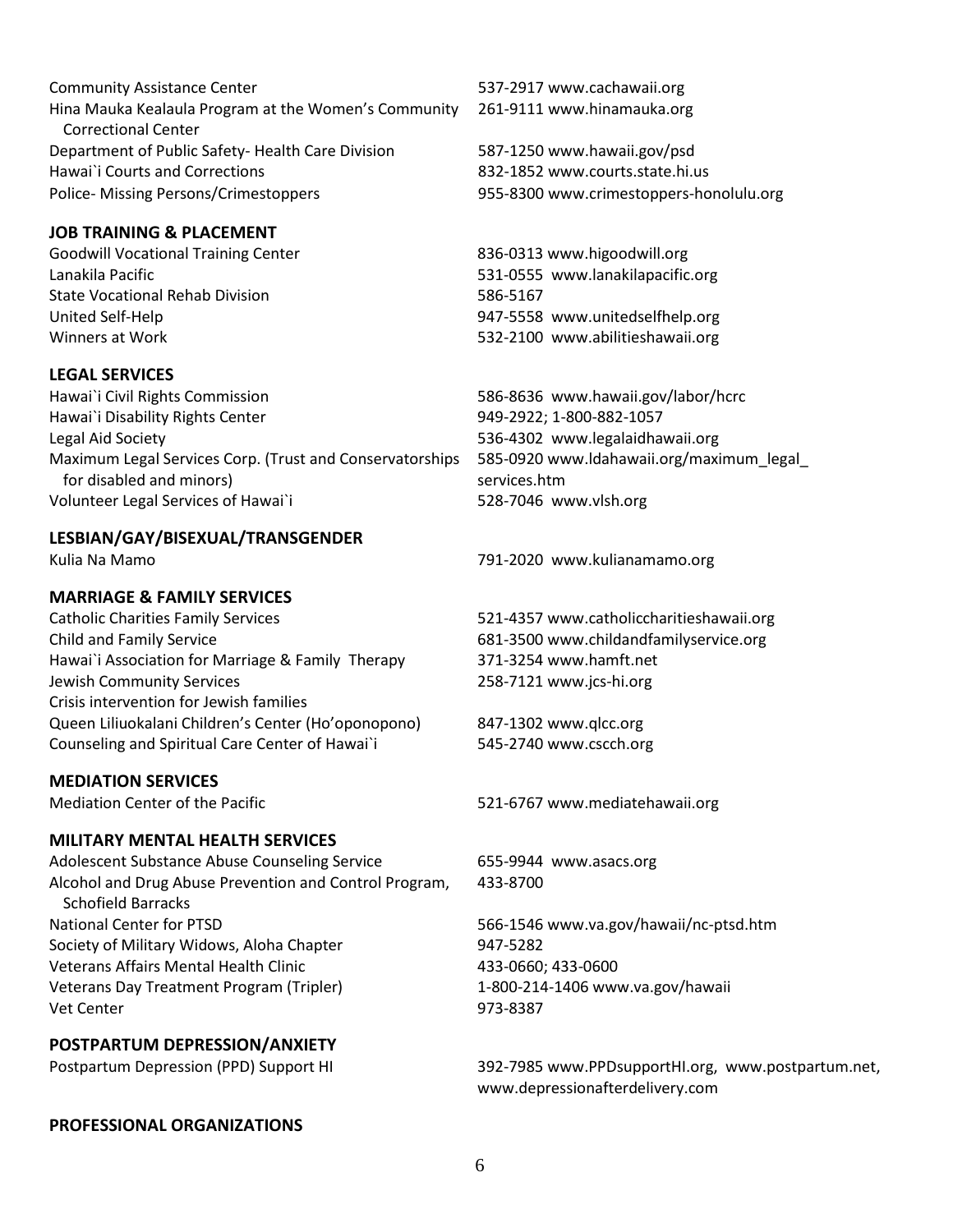Community Assistance Center 537-2917 www.cachawaii.org
Hina Mauka Kealaula Program at the Women's Community Correctional Center 261-9111 www.hinamauka.org
Department of Public Safety- Health Care Division 587-1250 www.hawaii.gov/psd
Hawai`i Courts and Corrections 832-1852 www.courts.state.hi.us
Police- Missing Persons/Crimestoppers 955-8300 www.crimestoppers-honolulu.org

**JOB TRAINING & PLACEMENT**

Goodwill Vocational Training Center 836-0313 www.higoodwill.org
Lanakila Pacific 531-0555 www.lanakilapacific.org
State Vocational Rehab Division 586-5167
United Self-Help 947-5558 www.unitedselfhelp.org
Winners at Work 532-2100 www.abilitieshawaii.org

**LEGAL SERVICES**

Hawai`i Civil Rights Commission 586-8636 www.hawaii.gov/labor/hcrc
Hawai`i Disability Rights Center 949-2922; 1-800-882-1057
Legal Aid Society 536-4302 www.legalaidhawaii.org
Maximum Legal Services Corp. (Trust and Conservatorships for disabled and minors) 585-0920 www.ldahawaii.org/maximum_legal_services.htm
Volunteer Legal Services of Hawai`i 528-7046 www.vlsh.org

**LESBIAN/GAY/BISEXUAL/TRANSGENDER**

Kulia Na Mamo 791-2020 www.kulianamamo.org

**MARRIAGE & FAMILY SERVICES**

Catholic Charities Family Services 521-4357 www.catholiccharitieshawaii.org
Child and Family Service 681-3500 www.childandfamilyservice.org
Hawai`i Association for Marriage & Family Therapy 371-3254 www.hamft.net
Jewish Community Services 258-7121 www.jcs-hi.org
Crisis intervention for Jewish families
Queen Liliuokalani Children's Center (Ho'oponopono) 847-1302 www.qlcc.org
Counseling and Spiritual Care Center of Hawai`i 545-2740 www.cscch.org

**MEDIATION SERVICES**

Mediation Center of the Pacific 521-6767 www.mediatehawaii.org

**MILITARY MENTAL HEALTH SERVICES**

Adolescent Substance Abuse Counseling Service 655-9944 www.asacs.org
Alcohol and Drug Abuse Prevention and Control Program, Schofield Barracks 433-8700
National Center for PTSD 566-1546 www.va.gov/hawaii/nc-ptsd.htm
Society of Military Widows, Aloha Chapter 947-5282
Veterans Affairs Mental Health Clinic 433-0660; 433-0600
Veterans Day Treatment Program (Tripler) 1-800-214-1406 www.va.gov/hawaii
Vet Center 973-8387

**POSTPARTUM DEPRESSION/ANXIETY**

Postpartum Depression (PPD) Support HI 392-7985 www.PPDsupportHI.org, www.postpartum.net, www.depressionafterdelivery.com

**PROFESSIONAL ORGANIZATIONS**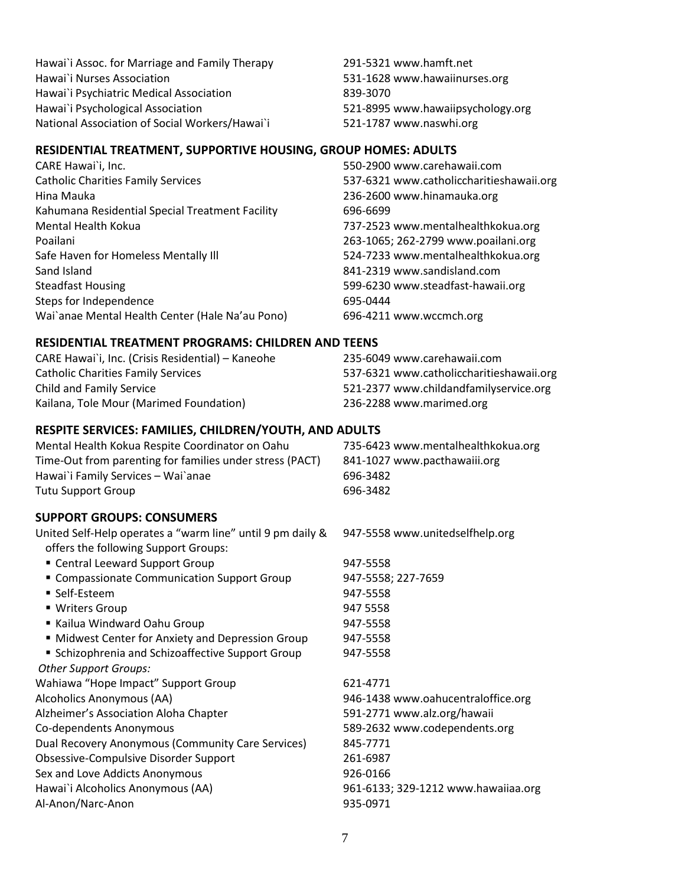| | |
|---|---|
| Hawai`i Assoc. for Marriage and Family Therapy | 291-5321 www.hamft.net |
| Hawai`i Nurses Association | 531-1628 www.hawaiinurses.org |
| Hawai`i Psychiatric Medical Association | 839-3070 |
| Hawai`i Psychological Association | 521-8995 www.hawaiipsychology.org |
| National Association of Social Workers/Hawai`i | 521-1787 www.naswhi.org |

## RESIDENTIAL TREATMENT, SUPPORTIVE HOUSING, GROUP HOMES: ADULTS

| | |
|---|---|
| CARE Hawai`i, Inc. | 550-2900 www.carehawaii.com |
| Catholic Charities Family Services | 537-6321 www.catholiccharitieshawaii.org |
| Hina Mauka | 236-2600 www.hinamauka.org |
| Kahumana Residential Special Treatment Facility | 696-6699 |
| Mental Health Kokua | 737-2523 www.mentalhealthkokua.org |
| Poailani | 263-1065; 262-2799 www.poailani.org |
| Safe Haven for Homeless Mentally Ill | 524-7233 www.mentalhealthkokua.org |
| Sand Island | 841-2319 www.sandisland.com |
| Steadfast Housing | 599-6230 www.steadfast-hawaii.org |
| Steps for Independence | 695-0444 |
| Wai`anae Mental Health Center (Hale Na'au Pono) | 696-4211 www.wccmch.org |

## RESIDENTIAL TREATMENT PROGRAMS: CHILDREN AND TEENS

| | |
|---|---|
| CARE Hawai`i, Inc. (Crisis Residential) – Kaneohe | 235-6049 www.carehawaii.com |
| Catholic Charities Family Services | 537-6321 www.catholiccharitieshawaii.org |
| Child and Family Service | 521-2377 www.childandfamilyservice.org |
| Kailana, Tole Mour (Marimed Foundation) | 236-2288 www.marimed.org |

## RESPITE SERVICES: FAMILIES, CHILDREN/YOUTH, AND ADULTS

| | |
|---|---|
| Mental Health Kokua Respite Coordinator on Oahu | 735-6423 www.mentalhealthkokua.org |
| Time-Out from parenting for families under stress (PACT) | 841-1027 www.pacthawaiii.org |
| Hawai`i Family Services – Wai`anae | 696-3482 |
| Tutu Support Group | 696-3482 |

## SUPPORT GROUPS: CONSUMERS

| | |
|---|---|
| United Self-Help operates a "warm line" until 9 pm daily & offers the following Support Groups: | 947-5558 www.unitedselfhelp.org |
| ▪ Central Leeward Support Group | 947-5558 |
| ▪ Compassionate Communication Support Group | 947-5558; 227-7659 |
| ▪ Self-Esteem | 947-5558 |
| ▪ Writers Group | 947 5558 |
| ▪ Kailua Windward Oahu Group | 947-5558 |
| ▪ Midwest Center for Anxiety and Depression Group | 947-5558 |
| ▪ Schizophrenia and Schizoaffective Support Group | 947-5558 |
| *Other Support Groups:* | |
| Wahiawa "Hope Impact" Support Group | 621-4771 |
| Alcoholics Anonymous (AA) | 946-1438 www.oahucentraloffice.org |
| Alzheimer's Association Aloha Chapter | 591-2771 www.alz.org/hawaii |
| Co-dependents Anonymous | 589-2632 www.codependents.org |
| Dual Recovery Anonymous (Community Care Services) | 845-7771 |
| Obsessive-Compulsive Disorder Support | 261-6987 |
| Sex and Love Addicts Anonymous | 926-0166 |
| Hawai`i Alcoholics Anonymous (AA) | 961-6133; 329-1212 www.hawaiiaa.org |
| Al-Anon/Narc-Anon | 935-0971 |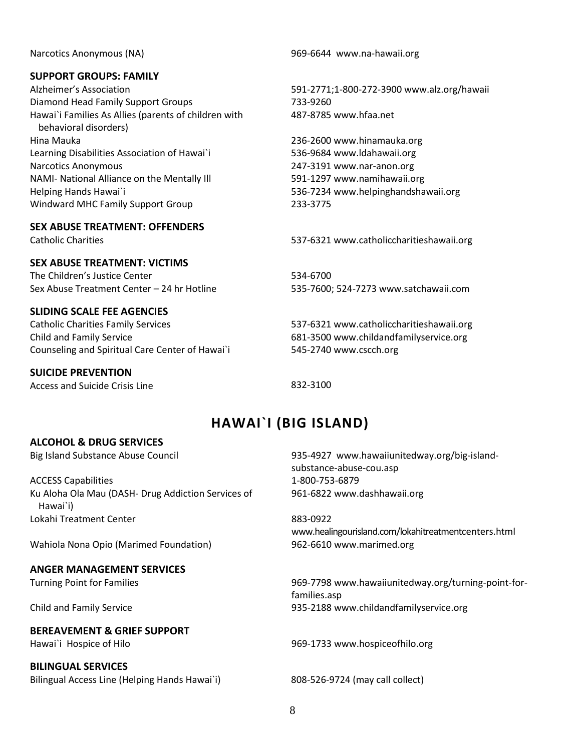Narcotics Anonymous (NA) 969-6644 www.na-hawaii.org

### SUPPORT GROUPS: FAMILY

| | |
|---|---|
| Alzheimer's Association | 591-2771;1-800-272-3900 www.alz.org/hawaii |
| Diamond Head Family Support Groups | 733-9260 |
| Hawai`i Families As Allies (parents of children with behavioral disorders) | 487-8785 www.hfaa.net |
| Hina Mauka | 236-2600 www.hinamauka.org |
| Learning Disabilities Association of Hawai`i | 536-9684 www.ldahawaii.org |
| Narcotics Anonymous | 247-3191 www.nar-anon.org |
| NAMI- National Alliance on the Mentally Ill | 591-1297 www.namihawaii.org |
| Helping Hands Hawai`i | 536-7234 www.helpinghandshawaii.org |
| Windward MHC Family Support Group | 233-3775 |

### SEX ABUSE TREATMENT: OFFENDERS

| | |
|---|---|
| Catholic Charities | 537-6321 www.catholiccharitieshawaii.org |

### SEX ABUSE TREATMENT: VICTIMS

| | |
|---|---|
| The Children's Justice Center | 534-6700 |
| Sex Abuse Treatment Center – 24 hr Hotline | 535-7600; 524-7273 www.satchawaii.com |

### SLIDING SCALE FEE AGENCIES

| | |
|---|---|
| Catholic Charities Family Services | 537-6321 www.catholiccharitieshawaii.org |
| Child and Family Service | 681-3500 www.childandfamilyservice.org |
| Counseling and Spiritual Care Center of Hawai`i | 545-2740 www.cscch.org |

### SUICIDE PREVENTION

| | |
|---|---|
| Access and Suicide Crisis Line | 832-3100 |

## HAWAI`I (BIG ISLAND)

### ALCOHOL & DRUG SERVICES

| | |
|---|---|
| Big Island Substance Abuse Council | 935-4927 www.hawaiiunitedway.org/big-island-substance-abuse-cou.asp |
| ACCESS Capabilities | 1-800-753-6879 |
| Ku Aloha Ola Mau (DASH- Drug Addiction Services of Hawai`i) | 961-6822 www.dashhawaii.org |
| Lokahi Treatment Center | 883-0922 www.healingourisland.com/lokahitreatmentcenters.html |
| Wahiola Nona Opio (Marimed Foundation) | 962-6610 www.marimed.org |

### ANGER MANAGEMENT SERVICES

| | |
|---|---|
| Turning Point for Families | 969-7798 www.hawaiiunitedway.org/turning-point-for-families.asp |
| Child and Family Service | 935-2188 www.childandfamilyservice.org |

### BEREAVEMENT & GRIEF SUPPORT

| | |
|---|---|
| Hawai`i Hospice of Hilo | 969-1733 www.hospiceofhilo.org |

### BILINGUAL SERVICES

| | |
|---|---|
| Bilingual Access Line (Helping Hands Hawai`i) | 808-526-9724 (may call collect) |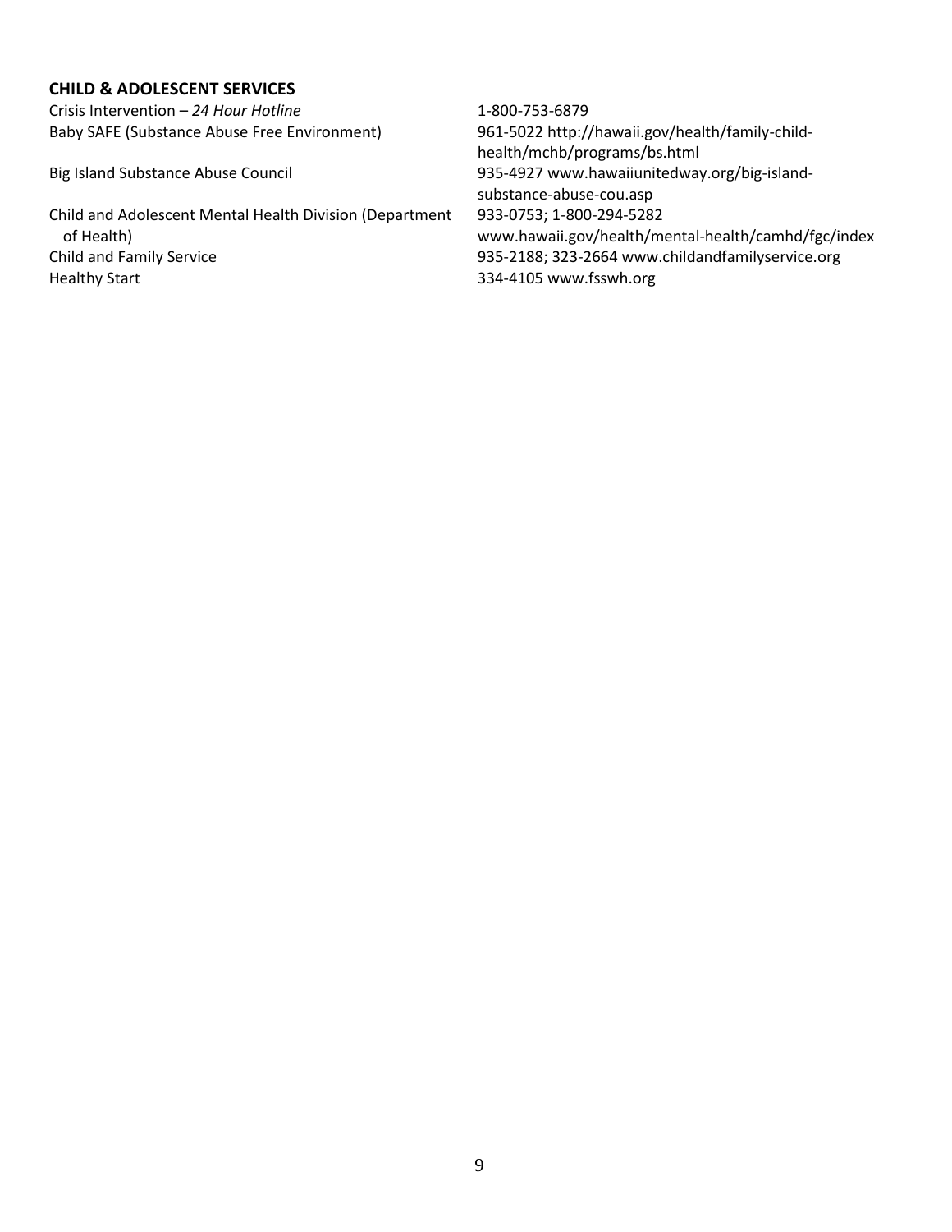**CHILD & ADOLESCENT SERVICES**

| | |
|---|---|
| Crisis Intervention – *24 Hour Hotline* | 1-800-753-6879 |
| Baby SAFE (Substance Abuse Free Environment) | 961-5022 http://hawaii.gov/health/family-child-health/mchb/programs/bs.html |
| Big Island Substance Abuse Council | 935-4927 www.hawaiiunitedway.org/big-island-substance-abuse-cou.asp |
| Child and Adolescent Mental Health Division (Department of Health) | 933-0753; 1-800-294-5282 www.hawaii.gov/health/mental-health/camhd/fgc/index |
| Child and Family Service | 935-2188; 323-2664 www.childandfamilyservice.org |
| Healthy Start | 334-4105 www.fsswh.org |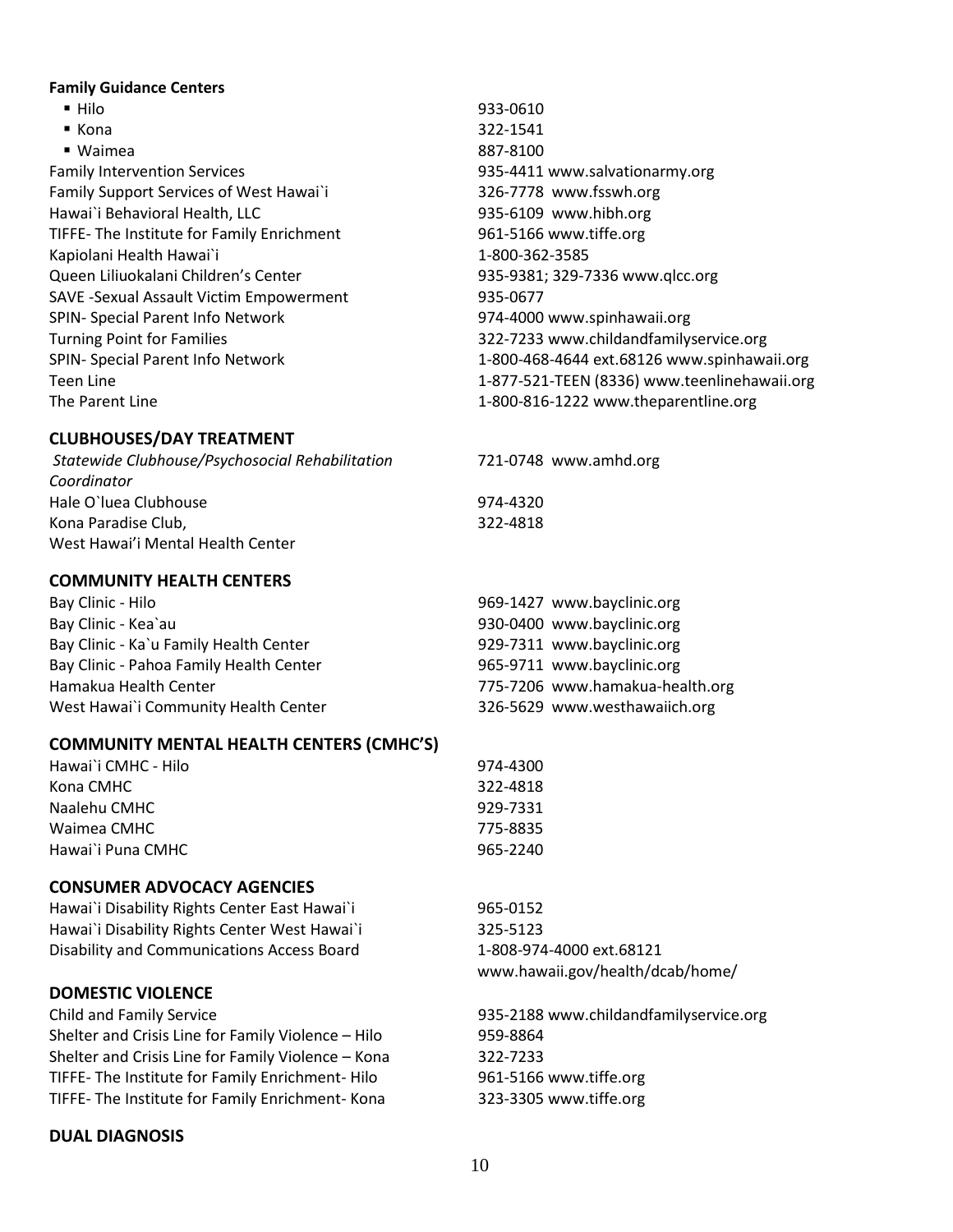**Family Guidance Centers**

| | |
|---|---|
| ▪ Hilo | 933-0610 |
| ▪ Kona | 322-1541 |
| ▪ Waimea | 887-8100 |
| Family Intervention Services | 935-4411 www.salvationarmy.org |
| Family Support Services of West Hawai`i | 326-7778 www.fsswh.org |
| Hawai`i Behavioral Health, LLC | 935-6109 www.hibh.org |
| TIFFE- The Institute for Family Enrichment | 961-5166 www.tiffe.org |
| Kapiolani Health Hawai`i | 1-800-362-3585 |
| Queen Liliuokalani Children's Center | 935-9381; 329-7336 www.qlcc.org |
| SAVE -Sexual Assault Victim Empowerment | 935-0677 |
| SPIN- Special Parent Info Network | 974-4000 www.spinhawaii.org |
| Turning Point for Families | 322-7233 www.childandfamilyservice.org |
| SPIN- Special Parent Info Network | 1-800-468-4644 ext.68126 www.spinhawaii.org |
| Teen Line | 1-877-521-TEEN (8336) www.teenlinehawaii.org |
| The Parent Line | 1-800-816-1222 www.theparentline.org |

## CLUBHOUSES/DAY TREATMENT

| | |
|---|---|
| *Statewide Clubhouse/Psychosocial Rehabilitation Coordinator* | 721-0748 www.amhd.org |
| Hale O`luea Clubhouse | 974-4320 |
| Kona Paradise Club, West Hawai'i Mental Health Center | 322-4818 |

## COMMUNITY HEALTH CENTERS

| | |
|---|---|
| Bay Clinic - Hilo | 969-1427 www.bayclinic.org |
| Bay Clinic - Kea`au | 930-0400 www.bayclinic.org |
| Bay Clinic - Ka`u Family Health Center | 929-7311 www.bayclinic.org |
| Bay Clinic - Pahoa Family Health Center | 965-9711 www.bayclinic.org |
| Hamakua Health Center | 775-7206 www.hamakua-health.org |
| West Hawai`i Community Health Center | 326-5629 www.westhawaiich.org |

## COMMUNITY MENTAL HEALTH CENTERS (CMHC'S)

| | |
|---|---|
| Hawai`i CMHC - Hilo | 974-4300 |
| Kona CMHC | 322-4818 |
| Naalehu CMHC | 929-7331 |
| Waimea CMHC | 775-8835 |
| Hawai`i Puna CMHC | 965-2240 |

## CONSUMER ADVOCACY AGENCIES

| | |
|---|---|
| Hawai`i Disability Rights Center East Hawai`i | 965-0152 |
| Hawai`i Disability Rights Center West Hawai`i | 325-5123 |
| Disability and Communications Access Board | 1-808-974-4000 ext.68121 www.hawaii.gov/health/dcab/home/ |

## DOMESTIC VIOLENCE

| | |
|---|---|
| Child and Family Service | 935-2188 www.childandfamilyservice.org |
| Shelter and Crisis Line for Family Violence – Hilo | 959-8864 |
| Shelter and Crisis Line for Family Violence – Kona | 322-7233 |
| TIFFE- The Institute for Family Enrichment- Hilo | 961-5166 www.tiffe.org |
| TIFFE- The Institute for Family Enrichment- Kona | 323-3305 www.tiffe.org |

## DUAL DIAGNOSIS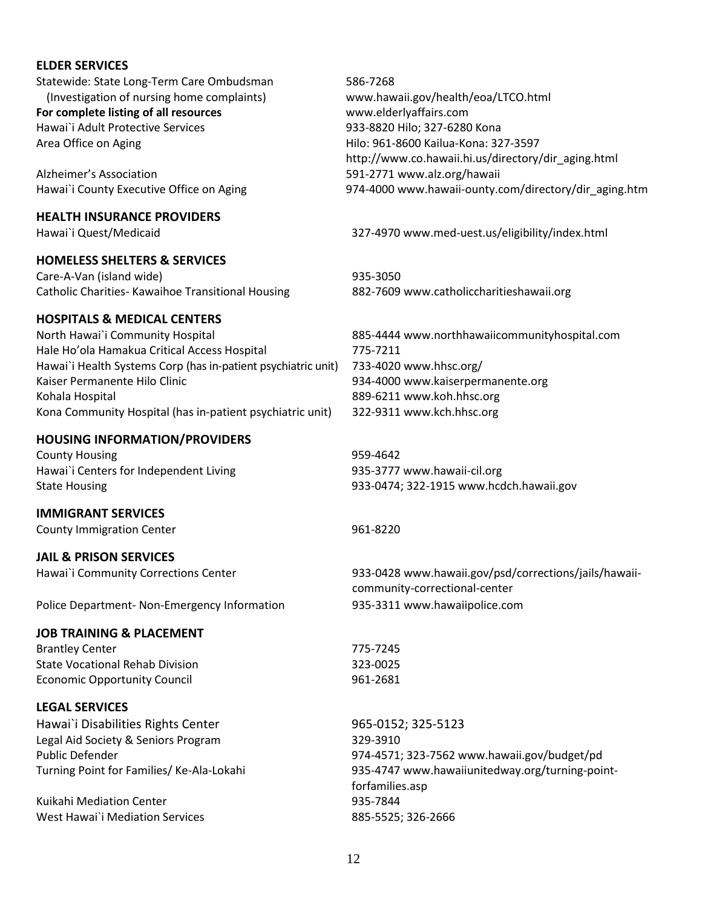## ELDER SERVICES

| | |
|---|---|
| Statewide: State Long-Term Care Ombudsman (Investigation of nursing home complaints) | 586-7268 www.hawaii.gov/health/eoa/LTCO.html |
| **For complete listing of all resources** | www.elderlyaffairs.com |
| Hawai`i Adult Protective Services | 933-8820 Hilo; 327-6280 Kona |
| Area Office on Aging | Hilo: 961-8600 Kailua-Kona: 327-3597 http://www.co.hawaii.hi.us/directory/dir_aging.html |
| Alzheimer's Association | 591-2771 www.alz.org/hawaii |
| Hawai`i County Executive Office on Aging | 974-4000 www.hawaii-ounty.com/directory/dir_aging.htm |

## HEALTH INSURANCE PROVIDERS

| | |
|---|---|
| Hawai`i Quest/Medicaid | 327-4970 www.med-uest.us/eligibility/index.html |

## HOMELESS SHELTERS & SERVICES

| | |
|---|---|
| Care-A-Van (island wide) | 935-3050 |
| Catholic Charities- Kawaihoe Transitional Housing | 882-7609 www.catholiccharitieshawaii.org |

## HOSPITALS & MEDICAL CENTERS

| | |
|---|---|
| North Hawai`i Community Hospital | 885-4444 www.northhawaiicommunityhospital.com |
| Hale Ho'ola Hamakua Critical Access Hospital | 775-7211 |
| Hawai`i Health Systems Corp (has in-patient psychiatric unit) | 733-4020 www.hhsc.org/ |
| Kaiser Permanente Hilo Clinic | 934-4000 www.kaiserpermanente.org |
| Kohala Hospital | 889-6211 www.koh.hhsc.org |
| Kona Community Hospital (has in-patient psychiatric unit) | 322-9311 www.kch.hhsc.org |

## HOUSING INFORMATION/PROVIDERS

| | |
|---|---|
| County Housing | 959-4642 |
| Hawai`i Centers for Independent Living | 935-3777 www.hawaii-cil.org |
| State Housing | 933-0474; 322-1915 www.hcdch.hawaii.gov |

## IMMIGRANT SERVICES

| | |
|---|---|
| County Immigration Center | 961-8220 |

## JAIL & PRISON SERVICES

| | |
|---|---|
| Hawai`i Community Corrections Center | 933-0428 www.hawaii.gov/psd/corrections/jails/hawaii-community-correctional-center |
| Police Department- Non-Emergency Information | 935-3311 www.hawaiipolice.com |

## JOB TRAINING & PLACEMENT

| | |
|---|---|
| Brantley Center | 775-7245 |
| State Vocational Rehab Division | 323-0025 |
| Economic Opportunity Council | 961-2681 |

## LEGAL SERVICES

| | |
|---|---|
| Hawai`i Disabilities Rights Center | 965-0152; 325-5123 |
| Legal Aid Society & Seniors Program | 329-3910 |
| Public Defender | 974-4571; 323-7562 www.hawaii.gov/budget/pd |
| Turning Point for Families/ Ke-Ala-Lokahi | 935-4747 www.hawaiiunitedway.org/turning-point-forfamilies.asp |
| Kuikahi Mediation Center | 935-7844 |
| West Hawai`i Mediation Services | 885-5525; 326-2666 |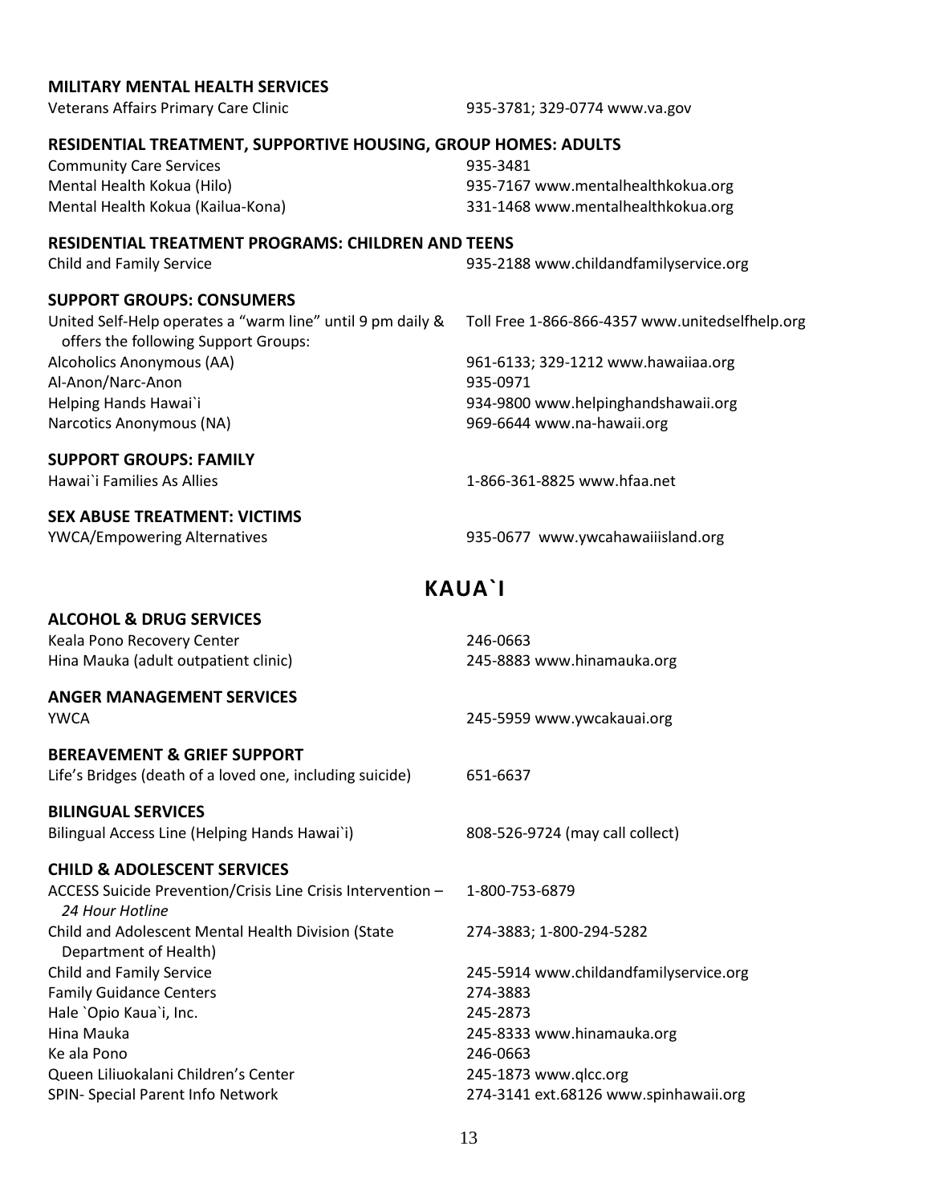### MILITARY MENTAL HEALTH SERVICES

| | |
|---|---|
| Veterans Affairs Primary Care Clinic | 935-3781; 329-0774 www.va.gov |

### RESIDENTIAL TREATMENT, SUPPORTIVE HOUSING, GROUP HOMES: ADULTS

| | |
|---|---|
| Community Care Services | 935-3481 |
| Mental Health Kokua (Hilo) | 935-7167 www.mentalhealthkokua.org |
| Mental Health Kokua (Kailua-Kona) | 331-1468 www.mentalhealthkokua.org |

### RESIDENTIAL TREATMENT PROGRAMS: CHILDREN AND TEENS

| | |
|---|---|
| Child and Family Service | 935-2188 www.childandfamilyservice.org |

### SUPPORT GROUPS: CONSUMERS

| | |
|---|---|
| United Self-Help operates a "warm line" until 9 pm daily & offers the following Support Groups: | Toll Free 1-866-866-4357 www.unitedselfhelp.org |
| Alcoholics Anonymous (AA) | 961-6133; 329-1212 www.hawaiiaa.org |
| Al-Anon/Narc-Anon | 935-0971 |
| Helping Hands Hawai`i | 934-9800 www.helpinghandshawaii.org |
| Narcotics Anonymous (NA) | 969-6644 www.na-hawaii.org |

### SUPPORT GROUPS: FAMILY

| | |
|---|---|
| Hawai`i Families As Allies | 1-866-361-8825 www.hfaa.net |

### SEX ABUSE TREATMENT: VICTIMS

| | |
|---|---|
| YWCA/Empowering Alternatives | 935-0677 www.ywcahawaiiisland.org |

## KAUA`I

### ALCOHOL & DRUG SERVICES

| | |
|---|---|
| Keala Pono Recovery Center | 246-0663 |
| Hina Mauka (adult outpatient clinic) | 245-8883 www.hinamauka.org |

### ANGER MANAGEMENT SERVICES

| | |
|---|---|
| YWCA | 245-5959 www.ywcakauai.org |

### BEREAVEMENT & GRIEF SUPPORT

| | |
|---|---|
| Life's Bridges (death of a loved one, including suicide) | 651-6637 |

### BILINGUAL SERVICES

| | |
|---|---|
| Bilingual Access Line (Helping Hands Hawai`i) | 808-526-9724 (may call collect) |

### CHILD & ADOLESCENT SERVICES

| | |
|---|---|
| ACCESS Suicide Prevention/Crisis Line Crisis Intervention – *24 Hour Hotline* | 1-800-753-6879 |
| Child and Adolescent Mental Health Division (State Department of Health) | 274-3883; 1-800-294-5282 |
| Child and Family Service | 245-5914 www.childandfamilyservice.org |
| Family Guidance Centers | 274-3883 |
| Hale `Opio Kaua`i, Inc. | 245-2873 |
| Hina Mauka | 245-8333 www.hinamauka.org |
| Ke ala Pono | 246-0663 |
| Queen Liliuokalani Children's Center | 245-1873 www.qlcc.org |
| SPIN- Special Parent Info Network | 274-3141 ext.68126 www.spinhawaii.org |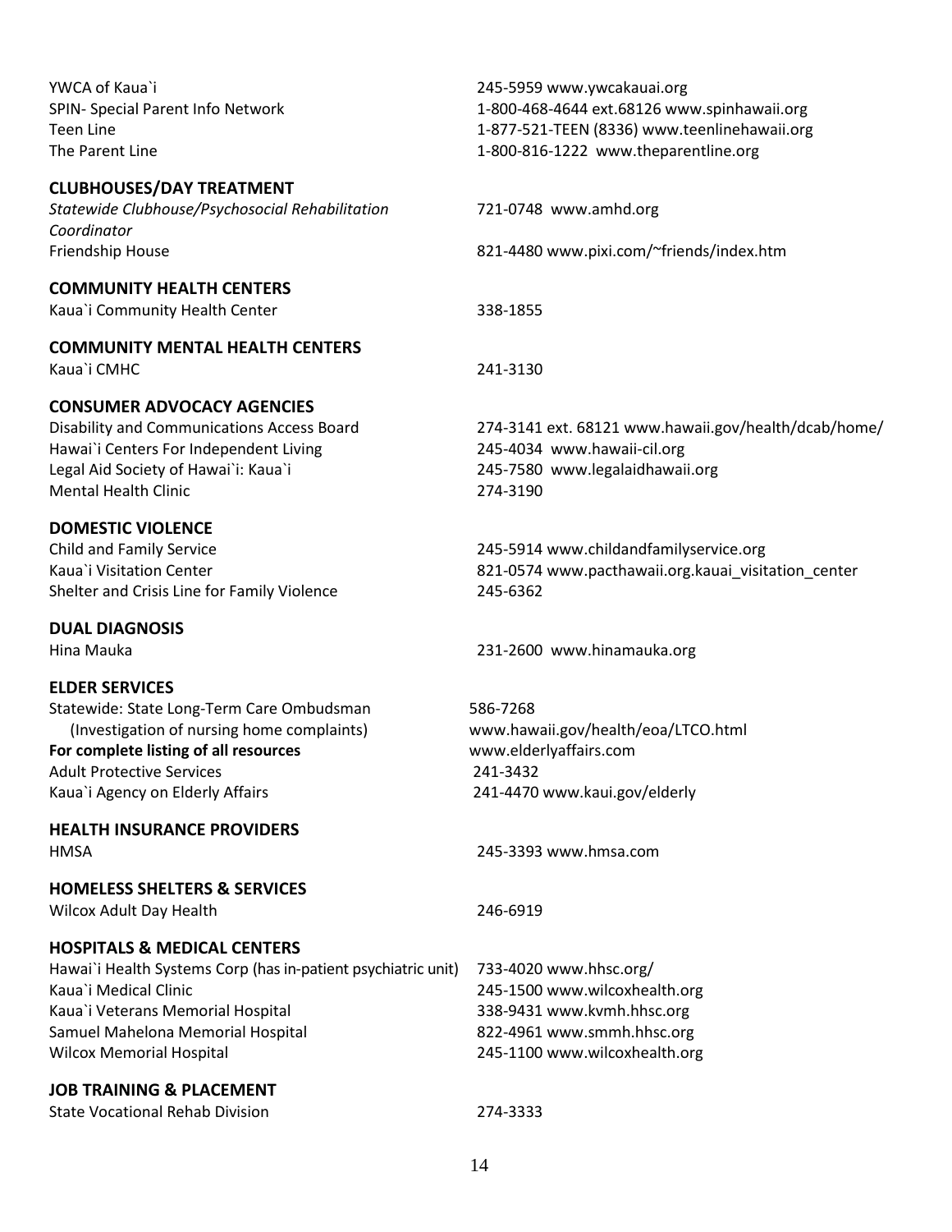YWCA of Kaua`i 245-5959 www.ywcakauai.org
SPIN- Special Parent Info Network 1-800-468-4644 ext.68126 www.spinhawaii.org
Teen Line 1-877-521-TEEN (8336) www.teenlinehawaii.org
The Parent Line 1-800-816-1222 www.theparentline.org

**CLUBHOUSES/DAY TREATMENT**

*Statewide Clubhouse/Psychosocial Rehabilitation Coordinator* 721-0748 www.amhd.org
Friendship House 821-4480 www.pixi.com/~friends/index.htm

**COMMUNITY HEALTH CENTERS**

Kaua`i Community Health Center 338-1855

**COMMUNITY MENTAL HEALTH CENTERS**

Kaua`i CMHC 241-3130

**CONSUMER ADVOCACY AGENCIES**

Disability and Communications Access Board 274-3141 ext. 68121 www.hawaii.gov/health/dcab/home/
Hawai`i Centers For Independent Living 245-4034 www.hawaii-cil.org
Legal Aid Society of Hawai`i: Kaua`i 245-7580 www.legalaidhawaii.org
Mental Health Clinic 274-3190

**DOMESTIC VIOLENCE**

Child and Family Service 245-5914 www.childandfamilyservice.org
Kaua`i Visitation Center 821-0574 www.pacthawaii.org.kauai_visitation_center
Shelter and Crisis Line for Family Violence 245-6362

**DUAL DIAGNOSIS**

Hina Mauka 231-2600 www.hinamauka.org

**ELDER SERVICES**

Statewide: State Long-Term Care Ombudsman 586-7268
(Investigation of nursing home complaints) www.hawaii.gov/health/eoa/LTCO.html
**For complete listing of all resources** www.elderlyaffairs.com
Adult Protective Services 241-3432
Kaua`i Agency on Elderly Affairs 241-4470 www.kaui.gov/elderly

**HEALTH INSURANCE PROVIDERS**

HMSA 245-3393 www.hmsa.com

**HOMELESS SHELTERS & SERVICES**

Wilcox Adult Day Health 246-6919

**HOSPITALS & MEDICAL CENTERS**

Hawai`i Health Systems Corp (has in-patient psychiatric unit) 733-4020 www.hhsc.org/
Kaua`i Medical Clinic 245-1500 www.wilcoxhealth.org
Kaua`i Veterans Memorial Hospital 338-9431 www.kvmh.hhsc.org
Samuel Mahelona Memorial Hospital 822-4961 www.smmh.hhsc.org
Wilcox Memorial Hospital 245-1100 www.wilcoxhealth.org

**JOB TRAINING & PLACEMENT**

State Vocational Rehab Division 274-3333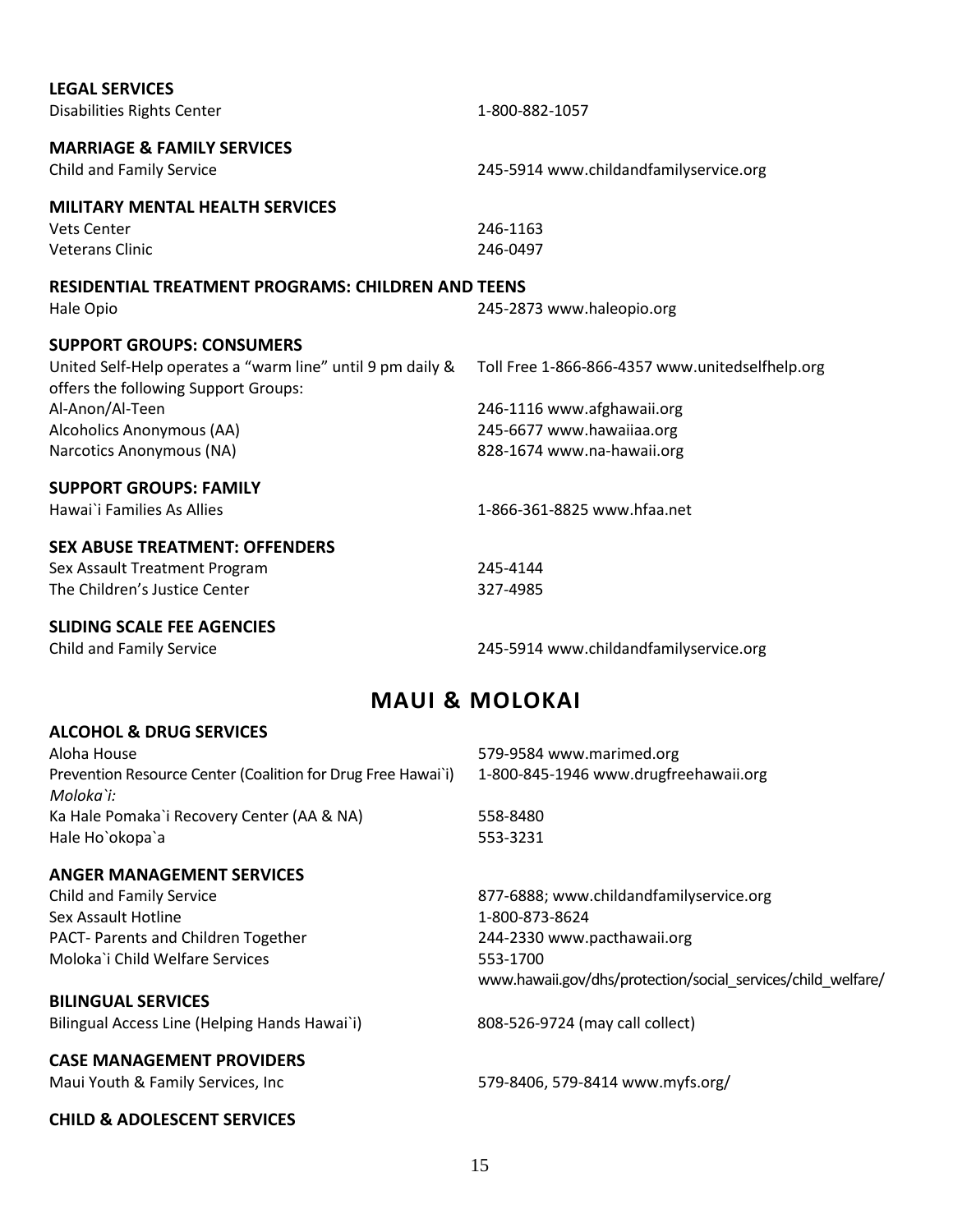**LEGAL SERVICES**

Disabilities Rights Center 1-800-882-1057

**MARRIAGE & FAMILY SERVICES**

Child and Family Service 245-5914 www.childandfamilyservice.org

**MILITARY MENTAL HEALTH SERVICES**

Vets Center 246-1163

Veterans Clinic 246-0497

**RESIDENTIAL TREATMENT PROGRAMS: CHILDREN AND TEENS**

Hale Opio 245-2873 www.haleopio.org

**SUPPORT GROUPS: CONSUMERS**

United Self-Help operates a "warm line" until 9 pm daily & offers the following Support Groups: Toll Free 1-866-866-4357 www.unitedselfhelp.org

Al-Anon/Al-Teen 246-1116 www.afghawaii.org

Alcoholics Anonymous (AA) 245-6677 www.hawaiiaa.org

Narcotics Anonymous (NA) 828-1674 www.na-hawaii.org

**SUPPORT GROUPS: FAMILY**

Hawai`i Families As Allies 1-866-361-8825 www.hfaa.net

**SEX ABUSE TREATMENT: OFFENDERS**

Sex Assault Treatment Program 245-4144

The Children's Justice Center 327-4985

**SLIDING SCALE FEE AGENCIES**

Child and Family Service 245-5914 www.childandfamilyservice.org

## MAUI & MOLOKAI

**ALCOHOL & DRUG SERVICES**

Aloha House 579-9584 www.marimed.org

Prevention Resource Center (Coalition for Drug Free Hawai`i) 1-800-845-1946 www.drugfreehawaii.org

*Moloka`i:*

Ka Hale Pomaka`i Recovery Center (AA & NA) 558-8480

Hale Ho`okopa`a 553-3231

**ANGER MANAGEMENT SERVICES**

Child and Family Service 877-6888; www.childandfamilyservice.org

Sex Assault Hotline 1-800-873-8624

PACT- Parents and Children Together 244-2330 www.pacthawaii.org

Moloka`i Child Welfare Services 553-1700 www.hawaii.gov/dhs/protection/social_services/child_welfare/

**BILINGUAL SERVICES**

Bilingual Access Line (Helping Hands Hawai`i) 808-526-9724 (may call collect)

**CASE MANAGEMENT PROVIDERS**

Maui Youth & Family Services, Inc 579-8406, 579-8414 www.myfs.org/

**CHILD & ADOLESCENT SERVICES**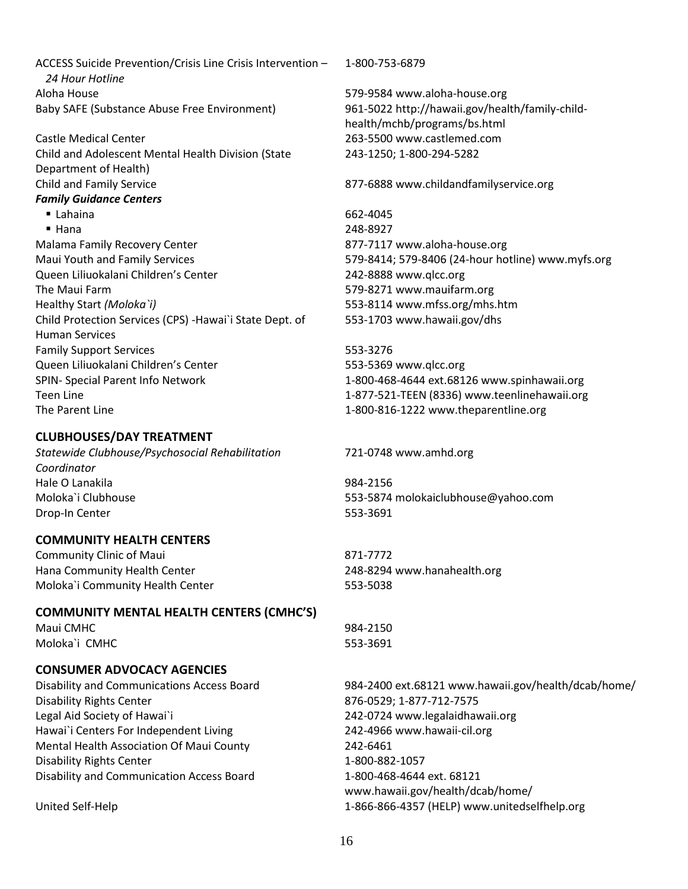ACCESS Suicide Prevention/Crisis Line Crisis Intervention – *24 Hour Hotline* 1-800-753-6879
Aloha House 579-9584 www.aloha-house.org
Baby SAFE (Substance Abuse Free Environment) 961-5022 http://hawaii.gov/health/family-child-health/mchb/programs/bs.html
Castle Medical Center 263-5500 www.castlemed.com
Child and Adolescent Mental Health Division (State Department of Health) 243-1250; 1-800-294-5282
Child and Family Service 877-6888 www.childandfamilyservice.org

***Family Guidance Centers***

- Lahaina 662-4045
- Hana 248-8927

Malama Family Recovery Center 877-7117 www.aloha-house.org
Maui Youth and Family Services 579-8414; 579-8406 (24-hour hotline) www.myfs.org
Queen Liliuokalani Children's Center 242-8888 www.qlcc.org
The Maui Farm 579-8271 www.mauifarm.org
Healthy Start *(Moloka`i)* 553-8114 www.mfss.org/mhs.htm
Child Protection Services (CPS) -Hawai`i State Dept. of Human Services 553-1703 www.hawaii.gov/dhs
Family Support Services 553-3276
Queen Liliuokalani Children's Center 553-5369 www.qlcc.org
SPIN- Special Parent Info Network 1-800-468-4644 ext.68126 www.spinhawaii.org
Teen Line 1-877-521-TEEN (8336) www.teenlinehawaii.org
The Parent Line 1-800-816-1222 www.theparentline.org

## CLUBHOUSES/DAY TREATMENT

*Statewide Clubhouse/Psychosocial Rehabilitation Coordinator* 721-0748 www.amhd.org
Hale O Lanakila 984-2156
Moloka`i Clubhouse 553-5874 molokaiclubhouse@yahoo.com
Drop-In Center 553-3691

## COMMUNITY HEALTH CENTERS

Community Clinic of Maui 871-7772
Hana Community Health Center 248-8294 www.hanahealth.org
Moloka`i Community Health Center 553-5038

## COMMUNITY MENTAL HEALTH CENTERS (CMHC'S)

Maui CMHC 984-2150
Moloka`i CMHC 553-3691

## CONSUMER ADVOCACY AGENCIES

Disability and Communications Access Board 984-2400 ext.68121 www.hawaii.gov/health/dcab/home/
Disability Rights Center 876-0529; 1-877-712-7575
Legal Aid Society of Hawai`i 242-0724 www.legalaidhawaii.org
Hawai`i Centers For Independent Living 242-4966 www.hawaii-cil.org
Mental Health Association Of Maui County 242-6461
Disability Rights Center 1-800-882-1057
Disability and Communication Access Board 1-800-468-4644 ext. 68121 www.hawaii.gov/health/dcab/home/
United Self-Help 1-866-866-4357 (HELP) www.unitedselfhelp.org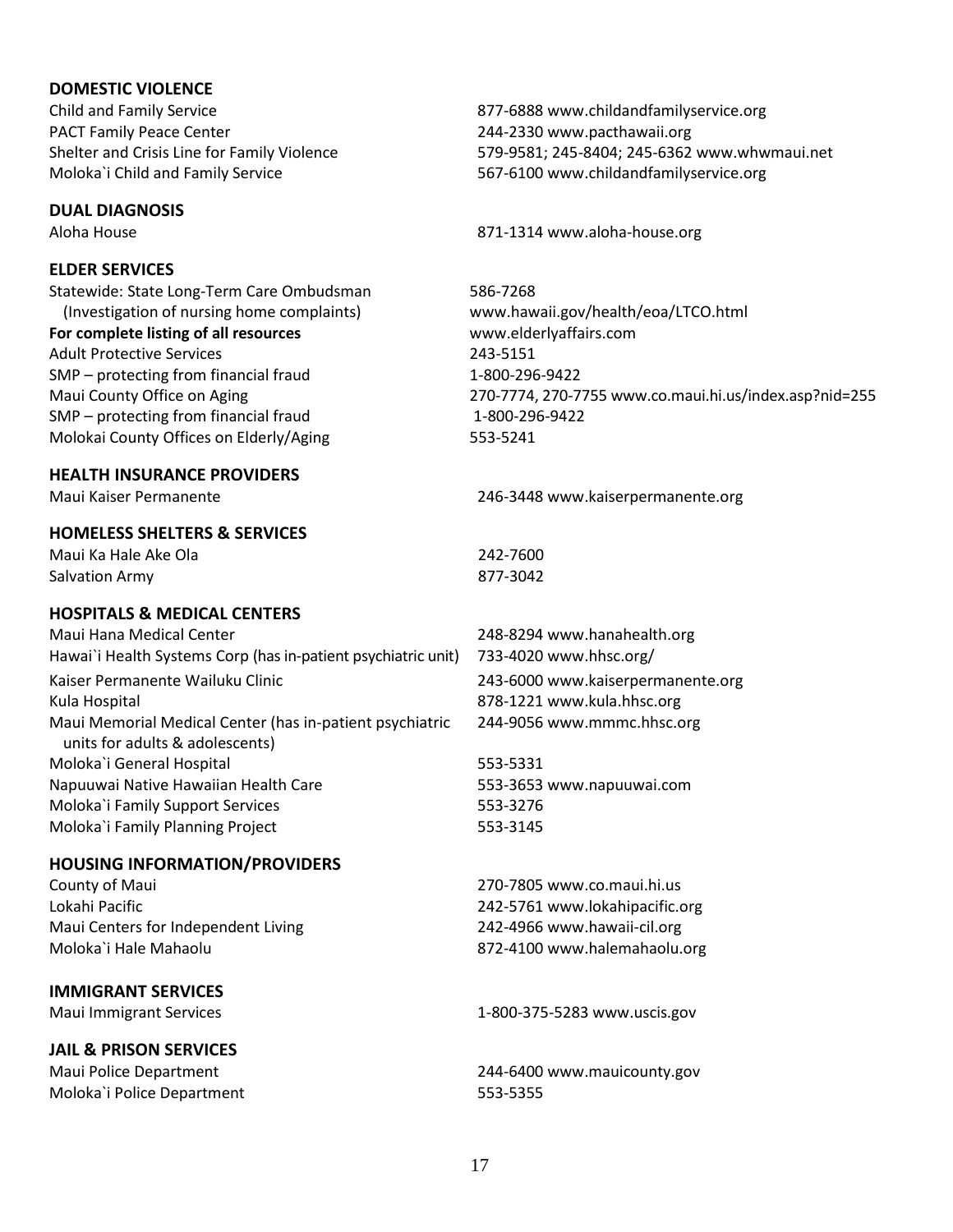**DOMESTIC VIOLENCE**

| | |
|---|---|
| Child and Family Service | 877-6888 www.childandfamilyservice.org |
| PACT Family Peace Center | 244-2330 www.pacthawaii.org |
| Shelter and Crisis Line for Family Violence | 579-9581; 245-8404; 245-6362 www.whwmaui.net |
| Moloka`i Child and Family Service | 567-6100 www.childandfamilyservice.org |

**DUAL DIAGNOSIS**

| | |
|---|---|
| Aloha House | 871-1314 www.aloha-house.org |

**ELDER SERVICES**

| | |
|---|---|
| Statewide: State Long-Term Care Ombudsman (Investigation of nursing home complaints) | 586-7268 www.hawaii.gov/health/eoa/LTCO.html |
| **For complete listing of all resources** | www.elderlyaffairs.com |
| Adult Protective Services | 243-5151 |
| SMP – protecting from financial fraud | 1-800-296-9422 |
| Maui County Office on Aging | 270-7774, 270-7755 www.co.maui.hi.us/index.asp?nid=255 |
| SMP – protecting from financial fraud | 1-800-296-9422 |
| Molokai County Offices on Elderly/Aging | 553-5241 |

**HEALTH INSURANCE PROVIDERS**

| | |
|---|---|
| Maui Kaiser Permanente | 246-3448 www.kaiserpermanente.org |

**HOMELESS SHELTERS & SERVICES**

| | |
|---|---|
| Maui Ka Hale Ake Ola | 242-7600 |
| Salvation Army | 877-3042 |

**HOSPITALS & MEDICAL CENTERS**

| | |
|---|---|
| Maui Hana Medical Center | 248-8294 www.hanahealth.org |
| Hawai`i Health Systems Corp (has in-patient psychiatric unit) | 733-4020 www.hhsc.org/ |
| Kaiser Permanente Wailuku Clinic | 243-6000 www.kaiserpermanente.org |
| Kula Hospital | 878-1221 www.kula.hhsc.org |
| Maui Memorial Medical Center (has in-patient psychiatric units for adults & adolescents) | 244-9056 www.mmmc.hhsc.org |
| Moloka`i General Hospital | 553-5331 |
| Napuuwai Native Hawaiian Health Care | 553-3653 www.napuuwai.com |
| Moloka`i Family Support Services | 553-3276 |
| Moloka`i Family Planning Project | 553-3145 |

**HOUSING INFORMATION/PROVIDERS**

| | |
|---|---|
| County of Maui | 270-7805 www.co.maui.hi.us |
| Lokahi Pacific | 242-5761 www.lokahipacific.org |
| Maui Centers for Independent Living | 242-4966 www.hawaii-cil.org |
| Moloka`i Hale Mahaolu | 872-4100 www.halemahaolu.org |

**IMMIGRANT SERVICES**

| | |
|---|---|
| Maui Immigrant Services | 1-800-375-5283 www.uscis.gov |

**JAIL & PRISON SERVICES**

| | |
|---|---|
| Maui Police Department | 244-6400 www.mauicounty.gov |
| Moloka`i Police Department | 553-5355 |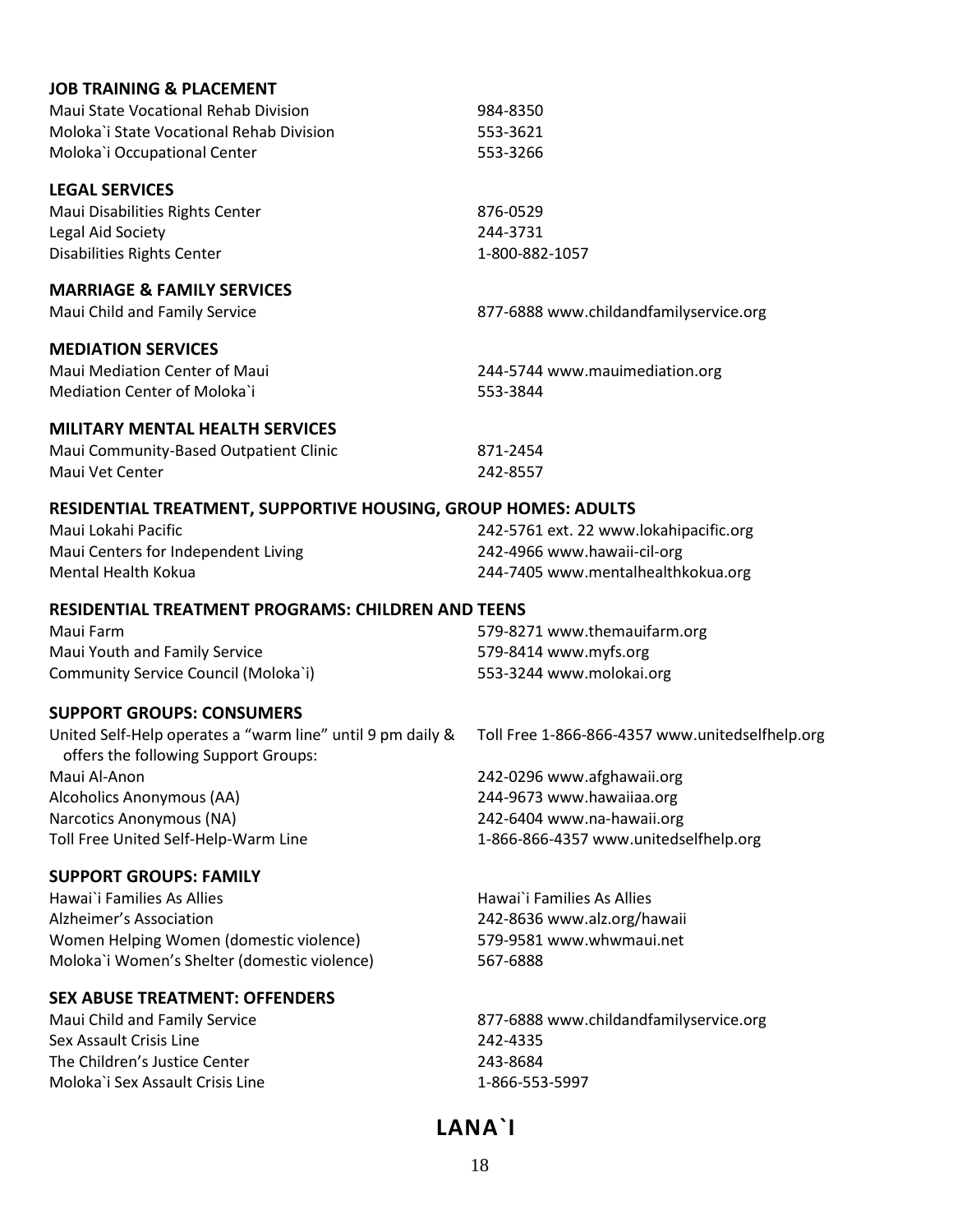## JOB TRAINING & PLACEMENT

| | |
|---|---|
| Maui State Vocational Rehab Division | 984-8350 |
| Moloka`i State Vocational Rehab Division | 553-3621 |
| Moloka`i Occupational Center | 553-3266 |

## LEGAL SERVICES

| | |
|---|---|
| Maui Disabilities Rights Center | 876-0529 |
| Legal Aid Society | 244-3731 |
| Disabilities Rights Center | 1-800-882-1057 |

## MARRIAGE & FAMILY SERVICES

| | |
|---|---|
| Maui Child and Family Service | 877-6888 www.childandfamilyservice.org |

## MEDIATION SERVICES

| | |
|---|---|
| Maui Mediation Center of Maui | 244-5744 www.mauimediation.org |
| Mediation Center of Moloka`i | 553-3844 |

## MILITARY MENTAL HEALTH SERVICES

| | |
|---|---|
| Maui Community-Based Outpatient Clinic | 871-2454 |
| Maui Vet Center | 242-8557 |

## RESIDENTIAL TREATMENT, SUPPORTIVE HOUSING, GROUP HOMES: ADULTS

| | |
|---|---|
| Maui Lokahi Pacific | 242-5761 ext. 22 www.lokahipacific.org |
| Maui Centers for Independent Living | 242-4966 www.hawaii-cil-org |
| Mental Health Kokua | 244-7405 www.mentalhealthkokua.org |

## RESIDENTIAL TREATMENT PROGRAMS: CHILDREN AND TEENS

| | |
|---|---|
| Maui Farm | 579-8271 www.themauifarm.org |
| Maui Youth and Family Service | 579-8414 www.myfs.org |
| Community Service Council (Moloka`i) | 553-3244 www.molokai.org |

## SUPPORT GROUPS: CONSUMERS

| | |
|---|---|
| United Self-Help operates a "warm line" until 9 pm daily & offers the following Support Groups: | Toll Free 1-866-866-4357 www.unitedselfhelp.org |
| Maui Al-Anon | 242-0296 www.afghawaii.org |
| Alcoholics Anonymous (AA) | 244-9673 www.hawaiiaa.org |
| Narcotics Anonymous (NA) | 242-6404 www.na-hawaii.org |
| Toll Free United Self-Help-Warm Line | 1-866-866-4357 www.unitedselfhelp.org |

## SUPPORT GROUPS: FAMILY

| | |
|---|---|
| Hawai`i Families As Allies | Hawai`i Families As Allies |
| Alzheimer's Association | 242-8636 www.alz.org/hawaii |
| Women Helping Women (domestic violence) | 579-9581 www.whwmaui.net |
| Moloka`i Women's Shelter (domestic violence) | 567-6888 |

## SEX ABUSE TREATMENT: OFFENDERS

| | |
|---|---|
| Maui Child and Family Service | 877-6888 www.childandfamilyservice.org |
| Sex Assault Crisis Line | 242-4335 |
| The Children's Justice Center | 243-8684 |
| Moloka`i Sex Assault Crisis Line | 1-866-553-5997 |

# LANA`I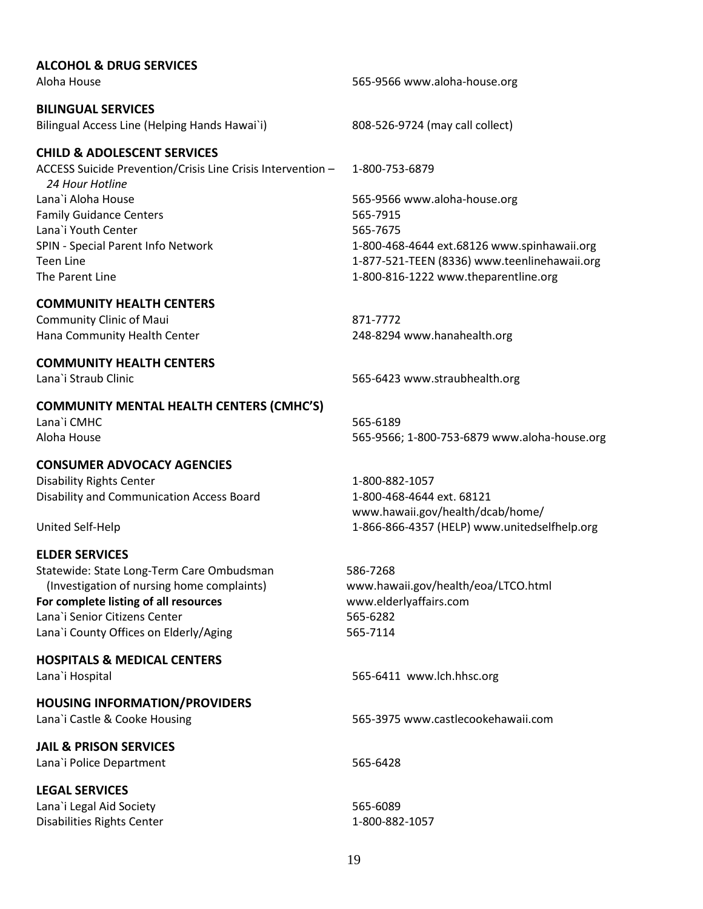## ALCOHOL & DRUG SERVICES

Aloha House 565-9566 www.aloha-house.org

## BILINGUAL SERVICES

Bilingual Access Line (Helping Hands Hawai`i) 808-526-9724 (may call collect)

## CHILD & ADOLESCENT SERVICES

ACCESS Suicide Prevention/Crisis Line Crisis Intervention – *24 Hour Hotline* 1-800-753-6879
Lana`i Aloha House 565-9566 www.aloha-house.org
Family Guidance Centers 565-7915
Lana`i Youth Center 565-7675
SPIN - Special Parent Info Network 1-800-468-4644 ext.68126 www.spinhawaii.org
Teen Line 1-877-521-TEEN (8336) www.teenlinehawaii.org
The Parent Line 1-800-816-1222 www.theparentline.org

## COMMUNITY HEALTH CENTERS

Community Clinic of Maui 871-7772
Hana Community Health Center 248-8294 www.hanahealth.org

## COMMUNITY HEALTH CENTERS

Lana`i Straub Clinic 565-6423 www.straubhealth.org

## COMMUNITY MENTAL HEALTH CENTERS (CMHC'S)

Lana`i CMHC 565-6189
Aloha House 565-9566; 1-800-753-6879 www.aloha-house.org

## CONSUMER ADVOCACY AGENCIES

Disability Rights Center 1-800-882-1057
Disability and Communication Access Board 1-800-468-4644 ext. 68121 www.hawaii.gov/health/dcab/home/
United Self-Help 1-866-866-4357 (HELP) www.unitedselfhelp.org

## ELDER SERVICES

Statewide: State Long-Term Care Ombudsman (Investigation of nursing home complaints) 586-7268 www.hawaii.gov/health/eoa/LTCO.html
**For complete listing of all resources** www.elderlyaffairs.com
Lana`i Senior Citizens Center 565-6282
Lana`i County Offices on Elderly/Aging 565-7114

## HOSPITALS & MEDICAL CENTERS

Lana`i Hospital 565-6411 www.lch.hhsc.org

## HOUSING INFORMATION/PROVIDERS

Lana`i Castle & Cooke Housing 565-3975 www.castlecookehawaii.com

## JAIL & PRISON SERVICES

Lana`i Police Department 565-6428

## LEGAL SERVICES

Lana`i Legal Aid Society 565-6089
Disabilities Rights Center 1-800-882-1057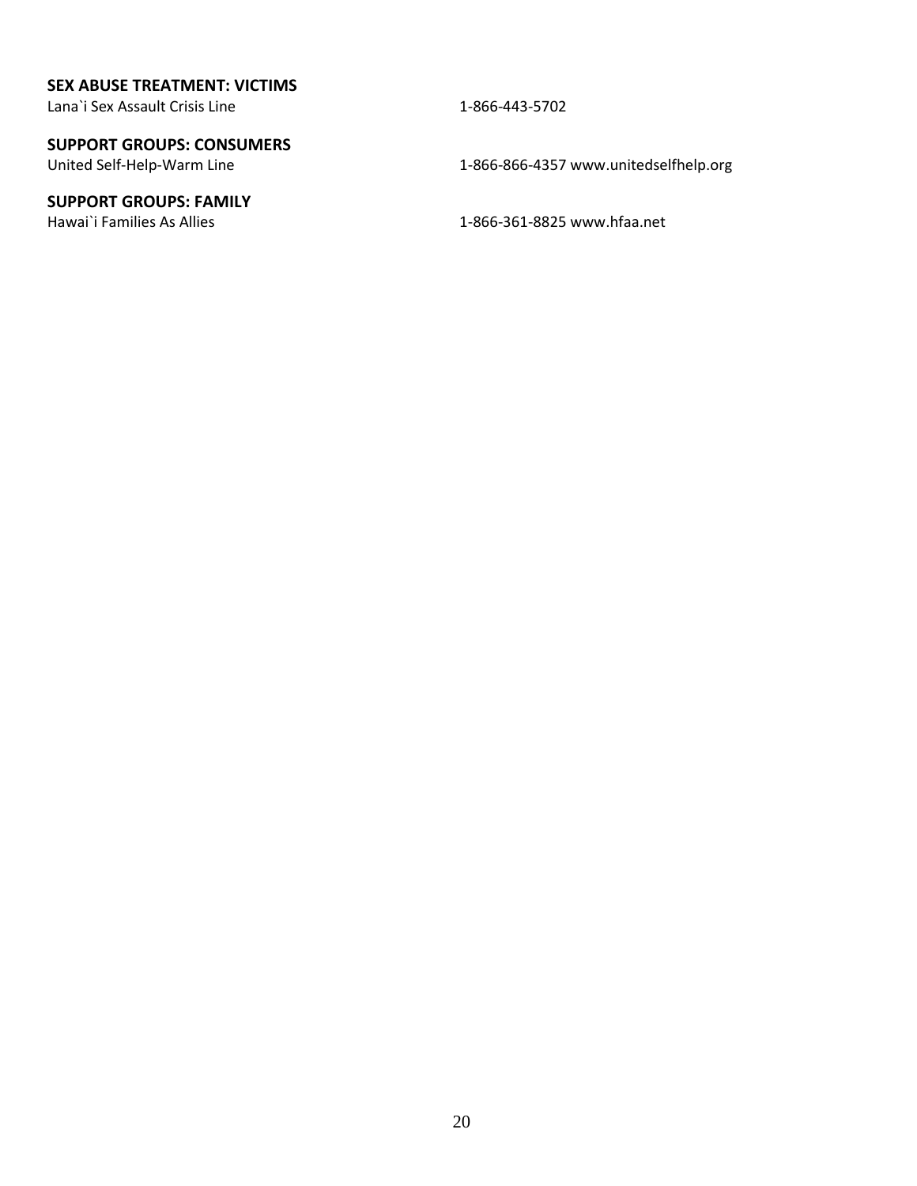**SEX ABUSE TREATMENT: VICTIMS**

Lana`i Sex Assault Crisis Line 1-866-443-5702

**SUPPORT GROUPS: CONSUMERS**

United Self-Help-Warm Line 1-866-866-4357 www.unitedselfhelp.org

**SUPPORT GROUPS: FAMILY**

Hawai`i Families As Allies 1-866-361-8825 www.hfaa.net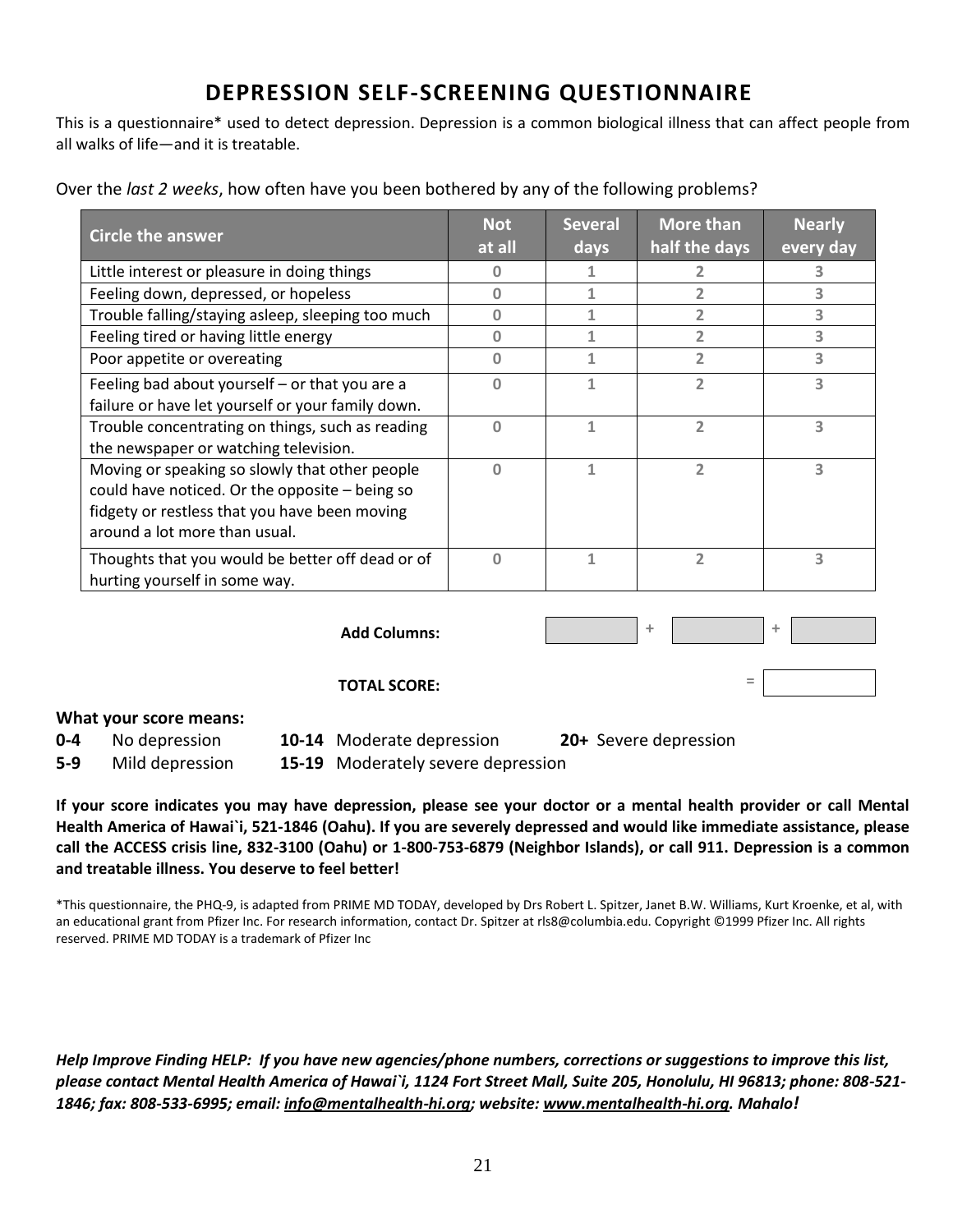# DEPRESSION SELF-SCREENING QUESTIONNAIRE

This is a questionnaire* used to detect depression. Depression is a common biological illness that can affect people from all walks of life—and it is treatable.

Over the *last 2 weeks*, how often have you been bothered by any of the following problems?

| Circle the answer | Not at all | Several days | More than half the days | Nearly every day |
|---|---|---|---|---|
| Little interest or pleasure in doing things | 0 | 1 | 2 | 3 |
| Feeling down, depressed, or hopeless | 0 | 1 | 2 | 3 |
| Trouble falling/staying asleep, sleeping too much | 0 | 1 | 2 | 3 |
| Feeling tired or having little energy | 0 | 1 | 2 | 3 |
| Poor appetite or overeating | 0 | 1 | 2 | 3 |
| Feeling bad about yourself – or that you are a failure or have let yourself or your family down. | 0 | 1 | 2 | 3 |
| Trouble concentrating on things, such as reading the newspaper or watching television. | 0 | 1 | 2 | 3 |
| Moving or speaking so slowly that other people could have noticed. Or the opposite – being so fidgety or restless that you have been moving around a lot more than usual. | 0 | 1 | 2 | 3 |
| Thoughts that you would be better off dead or of hurting yourself in some way. | 0 | 1 | 2 | 3 |

**Add Columns:** ______ + ______ + ______

**TOTAL SCORE:** = ______

**What your score means:**

**0-4** No depression
**5-9** Mild depression
**10-14** Moderate depression
**15-19** Moderately severe depression
**20+** Severe depression

**If your score indicates you may have depression, please see your doctor or a mental health provider or call Mental Health America of Hawai`i, 521-1846 (Oahu). If you are severely depressed and would like immediate assistance, please call the ACCESS crisis line, 832-3100 (Oahu) or 1-800-753-6879 (Neighbor Islands), or call 911. Depression is a common and treatable illness. You deserve to feel better!**

*This questionnaire, the PHQ-9, is adapted from PRIME MD TODAY, developed by Drs Robert L. Spitzer, Janet B.W. Williams, Kurt Kroenke, et al, with an educational grant from Pfizer Inc. For research information, contact Dr. Spitzer at rls8@columbia.edu. Copyright ©1999 Pfizer Inc. All rights reserved. PRIME MD TODAY is a trademark of Pfizer Inc

***Help Improve Finding HELP: If you have new agencies/phone numbers, corrections or suggestions to improve this list, please contact Mental Health America of Hawai`i, 1124 Fort Street Mall, Suite 205, Honolulu, HI 96813; phone: 808-521-1846; fax: 808-533-6995; email: info@mentalhealth-hi.org; website: www.mentalhealth-hi.org. Mahalo!***